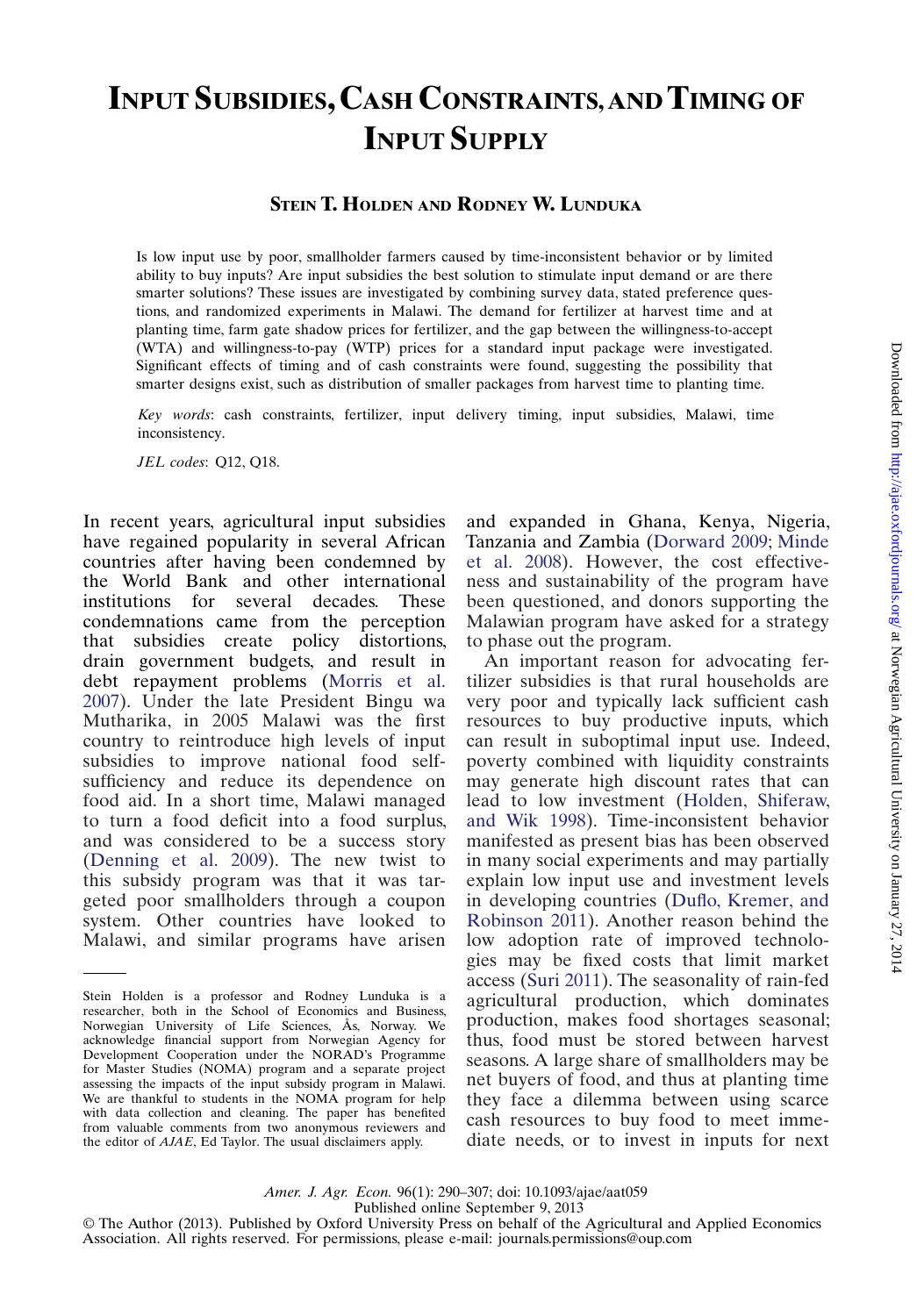# Input Subsidies, Cash Constraints, and Timing of Input Supply

**Stein T. Holden and Rodney W. Lunduka**

Is low input use by poor, smallholder farmers caused by time-inconsistent behavior or by limited ability to buy inputs? Are input subsidies the best solution to stimulate input demand or are there smarter solutions? These issues are investigated by combining survey data, stated preference questions, and randomized experiments in Malawi. The demand for fertilizer at harvest time and at planting time, farm gate shadow prices for fertilizer, and the gap between the willingness-to-accept (WTA) and willingness-to-pay (WTP) prices for a standard input package were investigated. Significant effects of timing and of cash constraints were found, suggesting the possibility that smarter designs exist, such as distribution of smaller packages from harvest time to planting time.

*Key words*: cash constraints, fertilizer, input delivery timing, input subsidies, Malawi, time inconsistency.

*JEL codes*: Q12, Q18.

In recent years, agricultural input subsidies have regained popularity in several African countries after having been condemned by the World Bank and other international institutions for several decades. These condemnations came from the perception that subsidies create policy distortions, drain government budgets, and result in debt repayment problems (Morris et al. 2007). Under the late President Bingu wa Mutharika, in 2005 Malawi was the first country to reintroduce high levels of input subsidies to improve national food self-sufficiency and reduce its dependence on food aid. In a short time, Malawi managed to turn a food deficit into a food surplus, and was considered to be a success story (Denning et al. 2009). The new twist to this subsidy program was that it was targeted poor smallholders through a coupon system. Other countries have looked to Malawi, and similar programs have arisen and expanded in Ghana, Kenya, Nigeria, Tanzania and Zambia (Dorward 2009; Minde et al. 2008). However, the cost effectiveness and sustainability of the program have been questioned, and donors supporting the Malawian program have asked for a strategy to phase out the program.

An important reason for advocating fertilizer subsidies is that rural households are very poor and typically lack sufficient cash resources to buy productive inputs, which can result in suboptimal input use. Indeed, poverty combined with liquidity constraints may generate high discount rates that can lead to low investment (Holden, Shiferaw, and Wik 1998). Time-inconsistent behavior manifested as present bias has been observed in many social experiments and may partially explain low input use and investment levels in developing countries (Duflo, Kremer, and Robinson 2011). Another reason behind the low adoption rate of improved technologies may be fixed costs that limit market access (Suri 2011). The seasonality of rain-fed agricultural production, which dominates production, makes food shortages seasonal; thus, food must be stored between harvest seasons. A large share of smallholders may be net buyers of food, and thus at planting time they face a dilemma between using scarce cash resources to buy food to meet immediate needs, or to invest in inputs for next

Stein Holden is a professor and Rodney Lunduka is a researcher, both in the School of Economics and Business, Norwegian University of Life Sciences, Ås, Norway. We acknowledge financial support from Norwegian Agency for Development Cooperation under the NORAD's Programme for Master Studies (NOMA) program and a separate project assessing the impacts of the input subsidy program in Malawi. We are thankful to students in the NOMA program for help with data collection and cleaning. The paper has benefited from valuable comments from two anonymous reviewers and the editor of *AJAE*, Ed Taylor. The usual disclaimers apply.

Amer. J. Agr. Econ. 96(1): 290–307; doi: 10.1093/ajae/aat059
Published online September 9, 2013
© The Author (2013). Published by Oxford University Press on behalf of the Agricultural and Applied Economics Association. All rights reserved. For permissions, please e-mail: journals.permissions@oup.com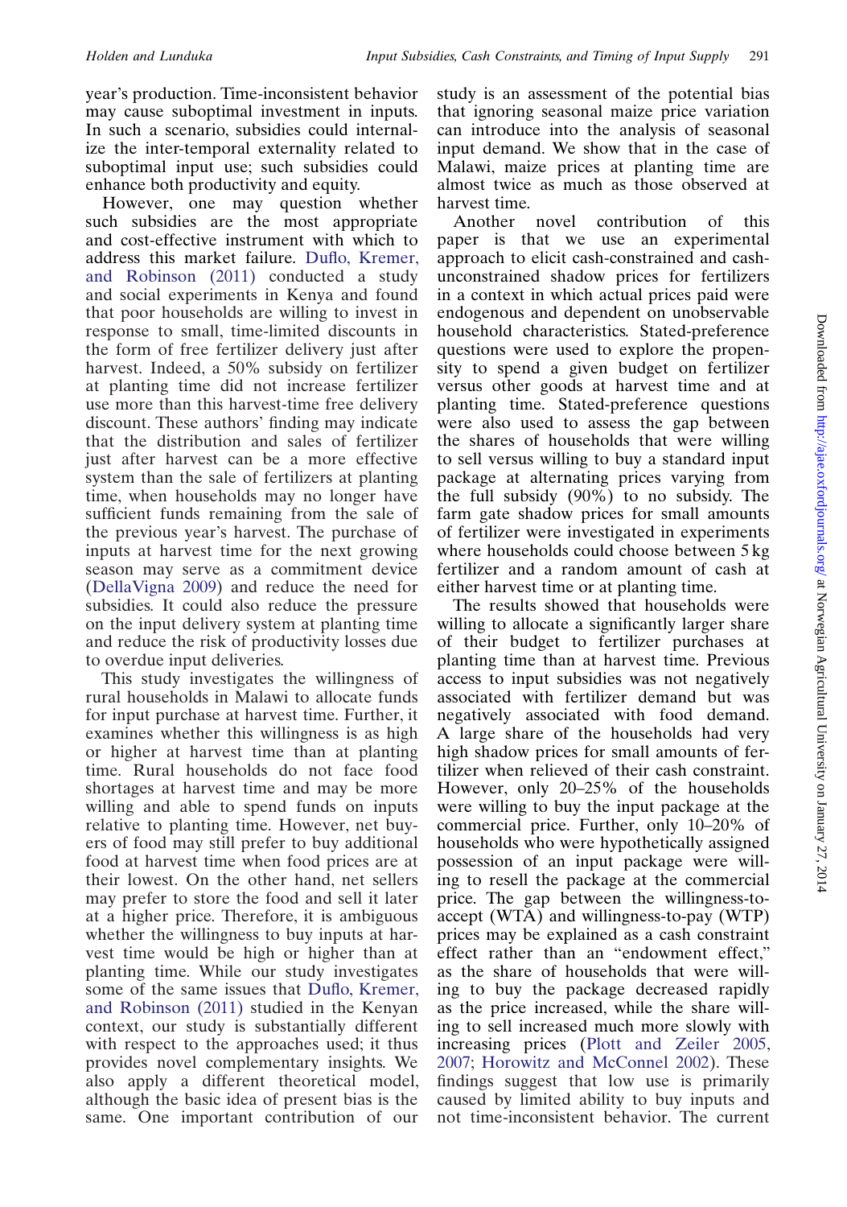year's production. Time-inconsistent behavior may cause suboptimal investment in inputs. In such a scenario, subsidies could internalize the inter-temporal externality related to suboptimal input use; such subsidies could enhance both productivity and equity.

However, one may question whether such subsidies are the most appropriate and cost-effective instrument with which to address this market failure. Duflo, Kremer, and Robinson (2011) conducted a study and social experiments in Kenya and found that poor households are willing to invest in response to small, time-limited discounts in the form of free fertilizer delivery just after harvest. Indeed, a 50% subsidy on fertilizer at planting time did not increase fertilizer use more than this harvest-time free delivery discount. These authors' finding may indicate that the distribution and sales of fertilizer just after harvest can be a more effective system than the sale of fertilizers at planting time, when households may no longer have sufficient funds remaining from the sale of the previous year's harvest. The purchase of inputs at harvest time for the next growing season may serve as a commitment device (DellaVigna 2009) and reduce the need for subsidies. It could also reduce the pressure on the input delivery system at planting time and reduce the risk of productivity losses due to overdue input deliveries.

This study investigates the willingness of rural households in Malawi to allocate funds for input purchase at harvest time. Further, it examines whether this willingness is as high or higher at harvest time than at planting time. Rural households do not face food shortages at harvest time and may be more willing and able to spend funds on inputs relative to planting time. However, net buyers of food may still prefer to buy additional food at harvest time when food prices are at their lowest. On the other hand, net sellers may prefer to store the food and sell it later at a higher price. Therefore, it is ambiguous whether the willingness to buy inputs at harvest time would be high or higher than at planting time. While our study investigates some of the same issues that Duflo, Kremer, and Robinson (2011) studied in the Kenyan context, our study is substantially different with respect to the approaches used; it thus provides novel complementary insights. We also apply a different theoretical model, although the basic idea of present bias is the same. One important contribution of our study is an assessment of the potential bias that ignoring seasonal maize price variation can introduce into the analysis of seasonal input demand. We show that in the case of Malawi, maize prices at planting time are almost twice as much as those observed at harvest time.

Another novel contribution of this paper is that we use an experimental approach to elicit cash-constrained and cash-unconstrained shadow prices for fertilizers in a context in which actual prices paid were endogenous and dependent on unobservable household characteristics. Stated-preference questions were used to explore the propensity to spend a given budget on fertilizer versus other goods at harvest time and at planting time. Stated-preference questions were also used to assess the gap between the shares of households that were willing to sell versus willing to buy a standard input package at alternating prices varying from the full subsidy (90%) to no subsidy. The farm gate shadow prices for small amounts of fertilizer were investigated in experiments where households could choose between 5 kg fertilizer and a random amount of cash at either harvest time or at planting time.

The results showed that households were willing to allocate a significantly larger share of their budget to fertilizer purchases at planting time than at harvest time. Previous access to input subsidies was not negatively associated with fertilizer demand but was negatively associated with food demand. A large share of the households had very high shadow prices for small amounts of fertilizer when relieved of their cash constraint. However, only 20–25% of the households were willing to buy the input package at the commercial price. Further, only 10–20% of households who were hypothetically assigned possession of an input package were willing to resell the package at the commercial price. The gap between the willingness-to-accept (WTA) and willingness-to-pay (WTP) prices may be explained as a cash constraint effect rather than an "endowment effect," as the share of households that were willing to buy the package decreased rapidly as the price increased, while the share willing to sell increased much more slowly with increasing prices (Plott and Zeiler 2005, 2007; Horowitz and McConnel 2002). These findings suggest that low use is primarily caused by limited ability to buy inputs and not time-inconsistent behavior. The current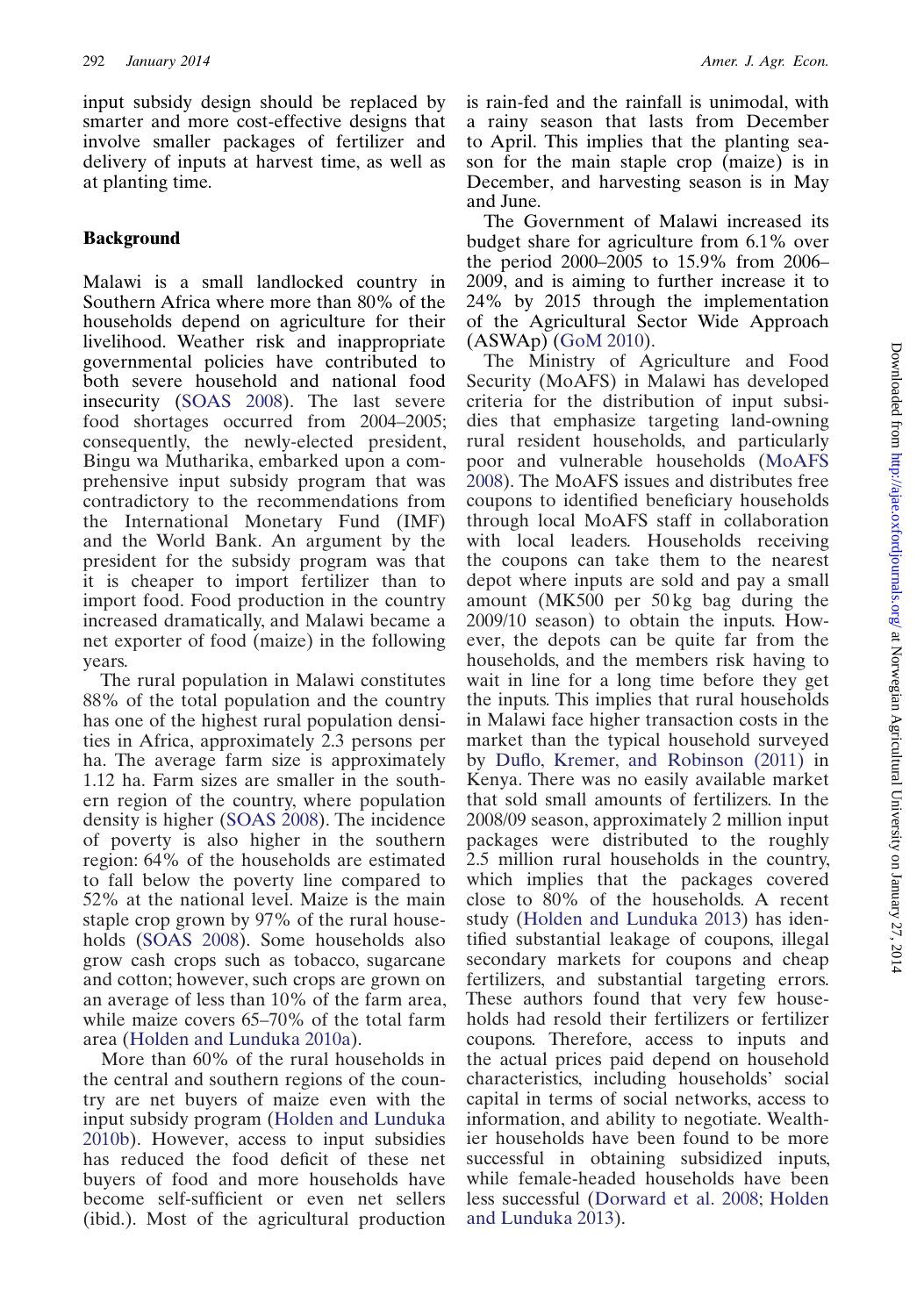input subsidy design should be replaced by smarter and more cost-effective designs that involve smaller packages of fertilizer and delivery of inputs at harvest time, as well as at planting time.

## Background

Malawi is a small landlocked country in Southern Africa where more than 80% of the households depend on agriculture for their livelihood. Weather risk and inappropriate governmental policies have contributed to both severe household and national food insecurity (SOAS 2008). The last severe food shortages occurred from 2004–2005; consequently, the newly-elected president, Bingu wa Mutharika, embarked upon a comprehensive input subsidy program that was contradictory to the recommendations from the International Monetary Fund (IMF) and the World Bank. An argument by the president for the subsidy program was that it is cheaper to import fertilizer than to import food. Food production in the country increased dramatically, and Malawi became a net exporter of food (maize) in the following years.

The rural population in Malawi constitutes 88% of the total population and the country has one of the highest rural population densities in Africa, approximately 2.3 persons per ha. The average farm size is approximately 1.12 ha. Farm sizes are smaller in the southern region of the country, where population density is higher (SOAS 2008). The incidence of poverty is also higher in the southern region: 64% of the households are estimated to fall below the poverty line compared to 52% at the national level. Maize is the main staple crop grown by 97% of the rural households (SOAS 2008). Some households also grow cash crops such as tobacco, sugarcane and cotton; however, such crops are grown on an average of less than 10% of the farm area, while maize covers 65–70% of the total farm area (Holden and Lunduka 2010a).

More than 60% of the rural households in the central and southern regions of the country are net buyers of maize even with the input subsidy program (Holden and Lunduka 2010b). However, access to input subsidies has reduced the food deficit of these net buyers of food and more households have become self-sufficient or even net sellers (ibid.). Most of the agricultural production is rain-fed and the rainfall is unimodal, with a rainy season that lasts from December to April. This implies that the planting season for the main staple crop (maize) is in December, and harvesting season is in May and June.

The Government of Malawi increased its budget share for agriculture from 6.1% over the period 2000–2005 to 15.9% from 2006–2009, and is aiming to further increase it to 24% by 2015 through the implementation of the Agricultural Sector Wide Approach (ASWAp) (GoM 2010).

The Ministry of Agriculture and Food Security (MoAFS) in Malawi has developed criteria for the distribution of input subsidies that emphasize targeting land-owning rural resident households, and particularly poor and vulnerable households (MoAFS 2008). The MoAFS issues and distributes free coupons to identified beneficiary households through local MoAFS staff in collaboration with local leaders. Households receiving the coupons can take them to the nearest depot where inputs are sold and pay a small amount (MK500 per 50 kg bag during the 2009/10 season) to obtain the inputs. However, the depots can be quite far from the households, and the members risk having to wait in line for a long time before they get the inputs. This implies that rural households in Malawi face higher transaction costs in the market than the typical household surveyed by Duflo, Kremer, and Robinson (2011) in Kenya. There was no easily available market that sold small amounts of fertilizers. In the 2008/09 season, approximately 2 million input packages were distributed to the roughly 2.5 million rural households in the country, which implies that the packages covered close to 80% of the households. A recent study (Holden and Lunduka 2013) has identified substantial leakage of coupons, illegal secondary markets for coupons and cheap fertilizers, and substantial targeting errors. These authors found that very few households had resold their fertilizers or fertilizer coupons. Therefore, access to inputs and the actual prices paid depend on household characteristics, including households' social capital in terms of social networks, access to information, and ability to negotiate. Wealthier households have been found to be more successful in obtaining subsidized inputs, while female-headed households have been less successful (Dorward et al. 2008; Holden and Lunduka 2013).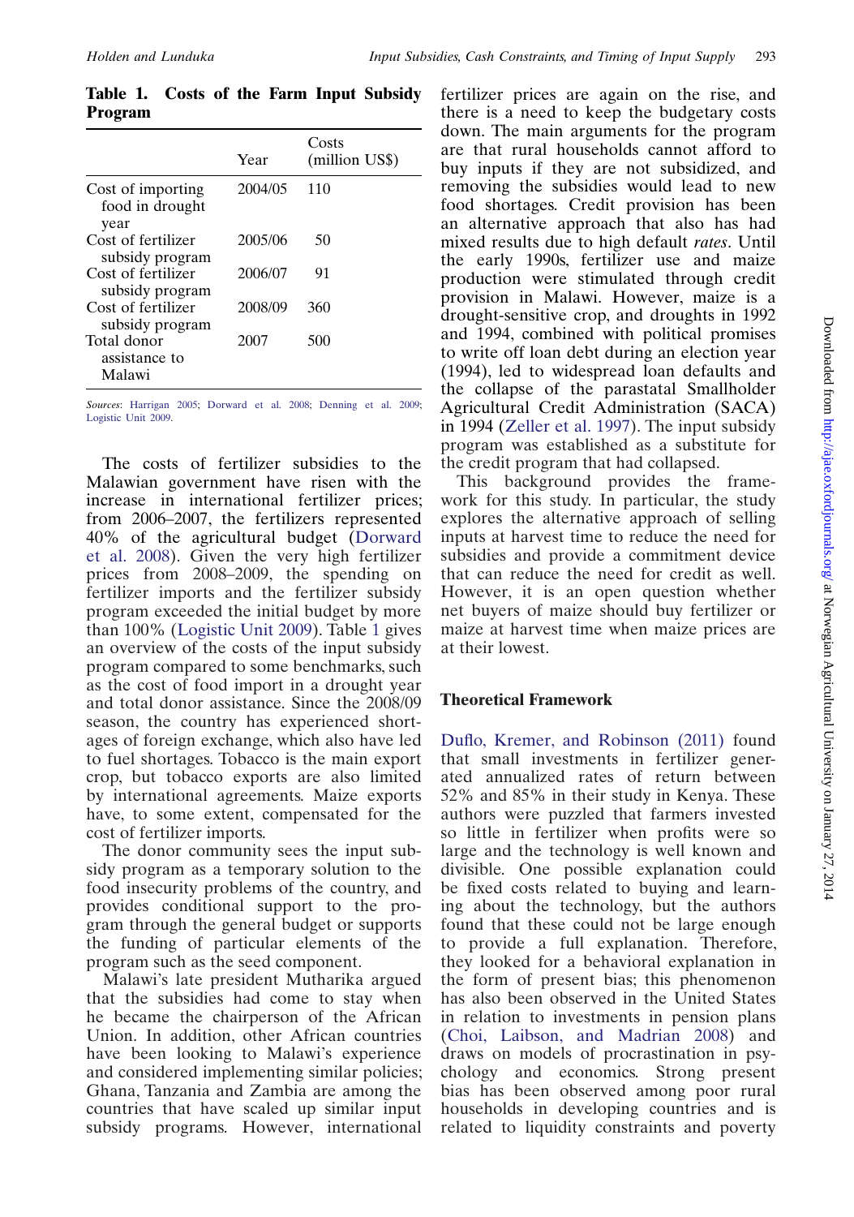**Table 1. Costs of the Farm Input Subsidy Program**

| | Year | Costs (million US$) |
|---|---|---|
| Cost of importing food in drought year | 2004/05 | 110 |
| Cost of fertilizer subsidy program | 2005/06 | 50 |
| Cost of fertilizer subsidy program | 2006/07 | 91 |
| Cost of fertilizer subsidy program | 2008/09 | 360 |
| Total donor assistance to Malawi | 2007 | 500 |

*Sources*: Harrigan 2005; Dorward et al. 2008; Denning et al. 2009; Logistic Unit 2009.

The costs of fertilizer subsidies to the Malawian government have risen with the increase in international fertilizer prices; from 2006–2007, the fertilizers represented 40% of the agricultural budget (Dorward et al. 2008). Given the very high fertilizer prices from 2008–2009, the spending on fertilizer imports and the fertilizer subsidy program exceeded the initial budget by more than 100% (Logistic Unit 2009). Table 1 gives an overview of the costs of the input subsidy program compared to some benchmarks, such as the cost of food import in a drought year and total donor assistance. Since the 2008/09 season, the country has experienced shortages of foreign exchange, which also have led to fuel shortages. Tobacco is the main export crop, but tobacco exports are also limited by international agreements. Maize exports have, to some extent, compensated for the cost of fertilizer imports.

The donor community sees the input subsidy program as a temporary solution to the food insecurity problems of the country, and provides conditional support to the program through the general budget or supports the funding of particular elements of the program such as the seed component.

Malawi's late president Mutharika argued that the subsidies had come to stay when he became the chairperson of the African Union. In addition, other African countries have been looking to Malawi's experience and considered implementing similar policies; Ghana, Tanzania and Zambia are among the countries that have scaled up similar input subsidy programs. However, international fertilizer prices are again on the rise, and there is a need to keep the budgetary costs down. The main arguments for the program are that rural households cannot afford to buy inputs if they are not subsidized, and removing the subsidies would lead to new food shortages. Credit provision has been an alternative approach that also has had mixed results due to high default *rates*. Until the early 1990s, fertilizer use and maize production were stimulated through credit provision in Malawi. However, maize is a drought-sensitive crop, and droughts in 1992 and 1994, combined with political promises to write off loan debt during an election year (1994), led to widespread loan defaults and the collapse of the parastatal Smallholder Agricultural Credit Administration (SACA) in 1994 (Zeller et al. 1997). The input subsidy program was established as a substitute for the credit program that had collapsed.

This background provides the framework for this study. In particular, the study explores the alternative approach of selling inputs at harvest time to reduce the need for subsidies and provide a commitment device that can reduce the need for credit as well. However, it is an open question whether net buyers of maize should buy fertilizer or maize at harvest time when maize prices are at their lowest.

## Theoretical Framework

Duflo, Kremer, and Robinson (2011) found that small investments in fertilizer generated annualized rates of return between 52% and 85% in their study in Kenya. These authors were puzzled that farmers invested so little in fertilizer when profits were so large and the technology is well known and divisible. One possible explanation could be fixed costs related to buying and learning about the technology, but the authors found that these could not be large enough to provide a full explanation. Therefore, they looked for a behavioral explanation in the form of present bias; this phenomenon has also been observed in the United States in relation to investments in pension plans (Choi, Laibson, and Madrian 2008) and draws on models of procrastination in psychology and economics. Strong present bias has been observed among poor rural households in developing countries and is related to liquidity constraints and poverty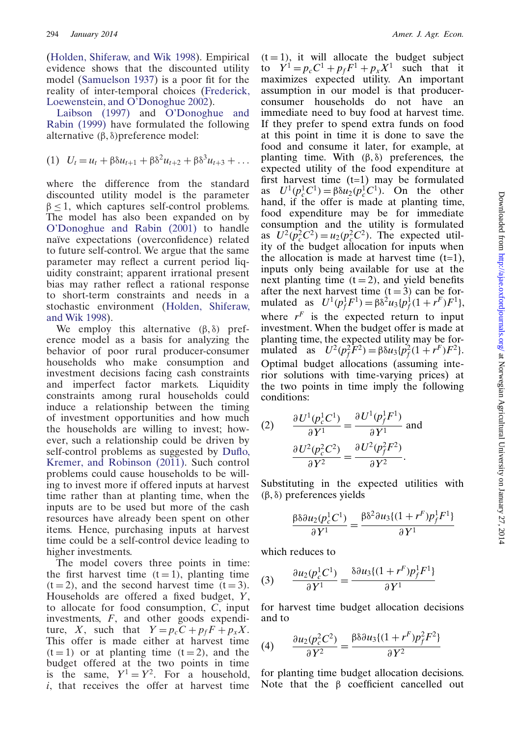(Holden, Shiferaw, and Wik 1998). Empirical evidence shows that the discounted utility model (Samuelson 1937) is a poor fit for the reality of inter-temporal choices (Frederick, Loewenstein, and O'Donoghue 2002).

Laibson (1997) and O'Donoghue and Rabin (1999) have formulated the following alternative $(\beta, \delta)$preference model:

$$(1) \quad U_t = u_t + \beta\delta u_{t+1} + \beta\delta^2 u_{t+2} + \beta\delta^3 u_{t+3} + \ldots$$

where the difference from the standard discounted utility model is the parameter $\beta \leq 1$, which captures self-control problems. The model has also been expanded on by O'Donoghue and Rabin (2001) to handle naïve expectations (overconfidence) related to future self-control. We argue that the same parameter may reflect a current period liquidity constraint; apparent irrational present bias may rather reflect a rational response to short-term constraints and needs in a stochastic environment (Holden, Shiferaw, and Wik 1998).

We employ this alternative $(\beta, \delta)$ preference model as a basis for analyzing the behavior of poor rural producer-consumer households who make consumption and investment decisions facing cash constraints and imperfect factor markets. Liquidity constraints among rural households could induce a relationship between the timing of investment opportunities and how much the households are willing to invest; however, such a relationship could be driven by self-control problems as suggested by Duflo, Kremer, and Robinson (2011). Such control problems could cause households to be willing to invest more if offered inputs at harvest time rather than at planting time, when the inputs are to be used but more of the cash resources have already been spent on other items. Hence, purchasing inputs at harvest time could be a self-control device leading to higher investments.

The model covers three points in time: the first harvest time $(t = 1)$, planting time $(t = 2)$, and the second harvest time $(t = 3)$. Households are offered a fixed budget, $Y$, to allocate for food consumption, $C$, input investments, $F$, and other goods expenditure, $X$, such that $Y = p_c C + p_f F + p_x X$. This offer is made either at harvest time $(t = 1)$ or at planting time $(t = 2)$, and the budget offered at the two points in time is the same, $Y^1 = Y^2$. For a household, $i$, that receives the offer at harvest time $(t = 1)$, it will allocate the budget subject to $Y^1 = p_c C^1 + p_f F^1 + p_x X^1$ such that it maximizes expected utility. An important assumption in our model is that producer-consumer households do not have an immediate need to buy food at harvest time. If they prefer to spend extra funds on food at this point in time it is done to save the food and consume it later, for example, at planting time. With $(\beta, \delta)$ preferences, the expected utility of the food expenditure at first harvest time (t=1) may be formulated as $U^1(p_c^1 C^1) = \beta\delta u_2(p_c^1 C^1)$. On the other hand, if the offer is made at planting time, food expenditure may be for immediate consumption and the utility is formulated as $U^2(p_c^2 C^2) = u_2(p_c^2 C^2)$. The expected utility of the budget allocation for inputs when the allocation is made at harvest time (t=1), inputs only being available for use at the next planting time $(t = 2)$, and yield benefits after the next harvest time $(t = 3)$ can be formulated as $U^1(p_f^1 F^1) = \beta\delta^2 u_3\{p_f^1(1 + r^F)F^1\}$, where $r^F$ is the expected return to input investment. When the budget offer is made at planting time, the expected utility may be formulated as $U^2(p_f^2 F^2) = \beta\delta u_3\{p_f^2(1 + r^F)F^2\}$. Optimal budget allocations (assuming interior solutions with time-varying prices) at the two points in time imply the following conditions:

$$(2) \quad \frac{\partial U^1(p_c^1 C^1)}{\partial Y^1} = \frac{\partial U^1(p_f^1 F^1)}{\partial Y^1} \text{ and } \frac{\partial U^2(p_c^2 C^2)}{\partial Y^2} = \frac{\partial U^2(p_f^2 F^2)}{\partial Y^2}.$$

Substituting in the expected utilities with $(\beta, \delta)$ preferences yields

$$\frac{\beta\delta\partial u_2(p_c^1 C^1)}{\partial Y^1} = \frac{\beta\delta^2 \partial u_3\{(1 + r^F)p_f^1 F^1\}}{\partial Y^1}$$

which reduces to

$$(3) \quad \frac{\partial u_2(p_c^1 C^1)}{\partial Y^1} = \frac{\delta\partial u_3\{(1 + r^F)p_f^1 F^1\}}{\partial Y^1}$$

for harvest time budget allocation decisions and to

$$(4) \quad \frac{\partial u_2(p_c^2 C^2)}{\partial Y^2} = \frac{\beta\delta\partial u_3\{(1 + r^F)p_f^2 F^2\}}{\partial Y^2}$$

for planting time budget allocation decisions. Note that the $\beta$ coefficient cancelled out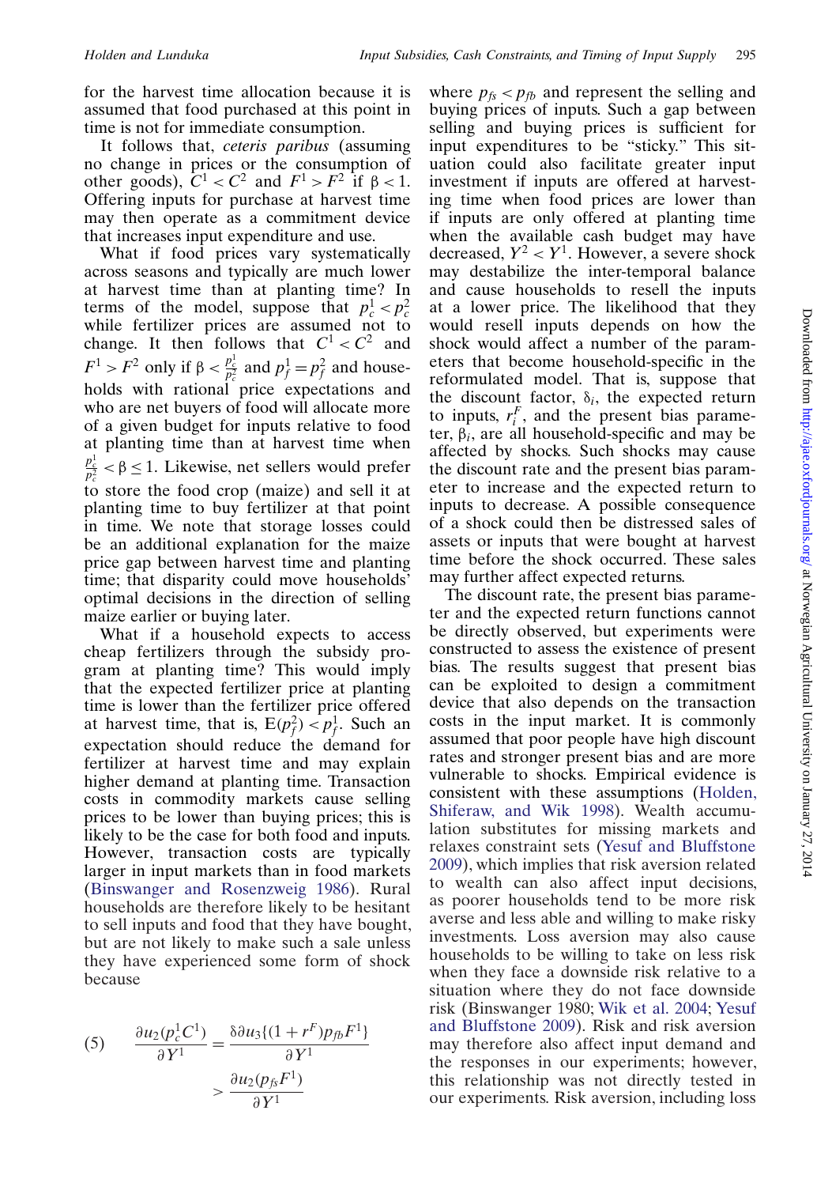for the harvest time allocation because it is assumed that food purchased at this point in time is not for immediate consumption.

It follows that, *ceteris paribus* (assuming no change in prices or the consumption of other goods), $C^1 < C^2$ and $F^1 > F^2$ if $\beta < 1$. Offering inputs for purchase at harvest time may then operate as a commitment device that increases input expenditure and use.

What if food prices vary systematically across seasons and typically are much lower at harvest time than at planting time? In terms of the model, suppose that $p_c^1 < p_c^2$ while fertilizer prices are assumed not to change. It then follows that $C^1 < C^2$ and $F^1 > F^2$ only if $\beta < \frac{p_c^1}{p_c^2}$ and $p_f^1 = p_f^2$ and households with rational price expectations and who are net buyers of food will allocate more of a given budget for inputs relative to food at planting time than at harvest time when $\frac{p_c^1}{p_c^2} < \beta \leq 1$. Likewise, net sellers would prefer to store the food crop (maize) and sell it at planting time to buy fertilizer at that point in time. We note that storage losses could be an additional explanation for the maize price gap between harvest time and planting time; that disparity could move households' optimal decisions in the direction of selling maize earlier or buying later.

What if a household expects to access cheap fertilizers through the subsidy program at planting time? This would imply that the expected fertilizer price at planting time is lower than the fertilizer price offered at harvest time, that is, $E(p_f^2) < p_f^1$. Such an expectation should reduce the demand for fertilizer at harvest time and may explain higher demand at planting time. Transaction costs in commodity markets cause selling prices to be lower than buying prices; this is likely to be the case for both food and inputs. However, transaction costs are typically larger in input markets than in food markets (Binswanger and Rosenzweig 1986). Rural households are therefore likely to be hesitant to sell inputs and food that they have bought, but are not likely to make such a sale unless they have experienced some form of shock because

$$(5) \qquad \frac{\partial u_2(p_c^1 C^1)}{\partial Y^1} = \frac{\delta \partial u_3\{(1+r^F)p_{fb}F^1\}}{\partial Y^1} > \frac{\partial u_2(p_{fs}F^1)}{\partial Y^1}$$

where $p_{fs} < p_{fb}$ and represent the selling and buying prices of inputs. Such a gap between selling and buying prices is sufficient for input expenditures to be "sticky." This situation could also facilitate greater input investment if inputs are offered at harvesting time when food prices are lower than if inputs are only offered at planting time when the available cash budget may have decreased, $Y^2 < Y^1$. However, a severe shock may destabilize the inter-temporal balance and cause households to resell the inputs at a lower price. The likelihood that they would resell inputs depends on how the shock would affect a number of the parameters that become household-specific in the reformulated model. That is, suppose that the discount factor, $\delta_i$, the expected return to inputs, $r_i^F$, and the present bias parameter, $\beta_i$, are all household-specific and may be affected by shocks. Such shocks may cause the discount rate and the present bias parameter to increase and the expected return to inputs to decrease. A possible consequence of a shock could then be distressed sales of assets or inputs that were bought at harvest time before the shock occurred. These sales may further affect expected returns.

The discount rate, the present bias parameter and the expected return functions cannot be directly observed, but experiments were constructed to assess the existence of present bias. The results suggest that present bias can be exploited to design a commitment device that also depends on the transaction costs in the input market. It is commonly assumed that poor people have high discount rates and stronger present bias and are more vulnerable to shocks. Empirical evidence is consistent with these assumptions (Holden, Shiferaw, and Wik 1998). Wealth accumulation substitutes for missing markets and relaxes constraint sets (Yesuf and Bluffstone 2009), which implies that risk aversion related to wealth can also affect input decisions, as poorer households tend to be more risk averse and less able and willing to make risky investments. Loss aversion may also cause households to be willing to take on less risk when they face a downside risk relative to a situation where they do not face downside risk (Binswanger 1980; Wik et al. 2004; Yesuf and Bluffstone 2009). Risk and risk aversion may therefore also affect input demand and the responses in our experiments; however, this relationship was not directly tested in our experiments. Risk aversion, including loss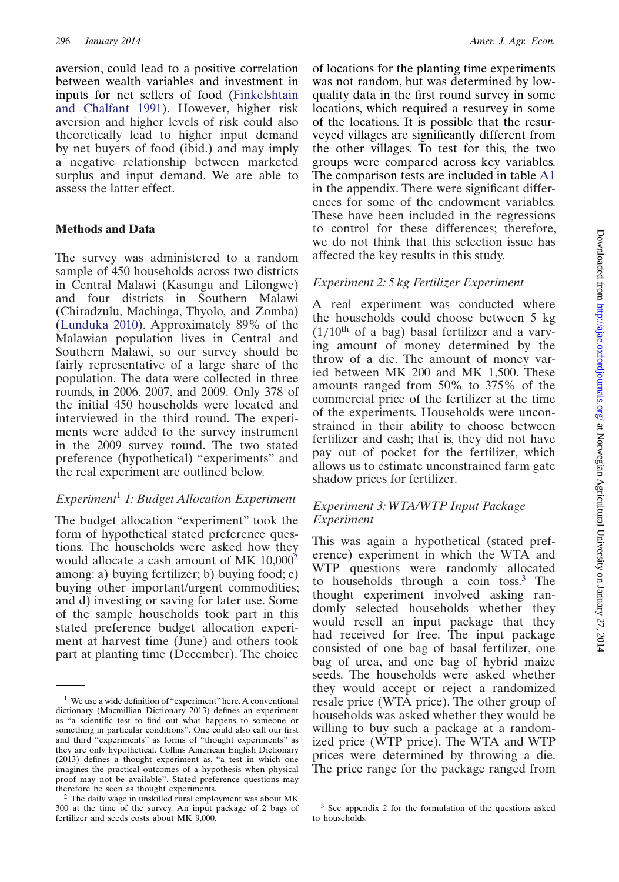aversion, could lead to a positive correlation between wealth variables and investment in inputs for net sellers of food (Finkelshtain and Chalfant 1991). However, higher risk aversion and higher levels of risk could also theoretically lead to higher input demand by net buyers of food (ibid.) and may imply a negative relationship between marketed surplus and input demand. We are able to assess the latter effect.

## Methods and Data

The survey was administered to a random sample of 450 households across two districts in Central Malawi (Kasungu and Lilongwe) and four districts in Southern Malawi (Chiradzulu, Machinga, Thyolo, and Zomba) (Lunduka 2010). Approximately 89% of the Malawian population lives in Central and Southern Malawi, so our survey should be fairly representative of a large share of the population. The data were collected in three rounds, in 2006, 2007, and 2009. Only 378 of the initial 450 households were located and interviewed in the third round. The experiments were added to the survey instrument in the 2009 survey round. The two stated preference (hypothetical) "experiments" and the real experiment are outlined below.

### *Experiment[1] 1: Budget Allocation Experiment*

The budget allocation "experiment" took the form of hypothetical stated preference questions. The households were asked how they would allocate a cash amount of MK 10,000[2] among: a) buying fertilizer; b) buying food; c) buying other important/urgent commodities; and d) investing or saving for later use. Some of the sample households took part in this stated preference budget allocation experiment at harvest time (June) and others took part at planting time (December). The choice of locations for the planting time experiments was not random, but was determined by low-quality data in the first round survey in some locations, which required a resurvey in some of the locations. It is possible that the resurveyed villages are significantly different from the other villages. To test for this, the two groups were compared across key variables. The comparison tests are included in table A1 in the appendix. There were significant differences for some of the endowment variables. These have been included in the regressions to control for these differences; therefore, we do not think that this selection issue has affected the key results in this study.

### *Experiment 2: 5 kg Fertilizer Experiment*

A real experiment was conducted where the households could choose between 5 kg (1/10$^{th}$ of a bag) basal fertilizer and a varying amount of money determined by the throw of a die. The amount of money varied between MK 200 and MK 1,500. These amounts ranged from 50% to 375% of the commercial price of the fertilizer at the time of the experiments. Households were unconstrained in their ability to choose between fertilizer and cash; that is, they did not have pay out of pocket for the fertilizer, which allows us to estimate unconstrained farm gate shadow prices for fertilizer.

### *Experiment 3: WTA/WTP Input Package Experiment*

This was again a hypothetical (stated preference) experiment in which the WTA and WTP questions were randomly allocated to households through a coin toss.[3] The thought experiment involved asking randomly selected households whether they would resell an input package that they had received for free. The input package consisted of one bag of basal fertilizer, one bag of urea, and one bag of hybrid maize seeds. The households were asked whether they would accept or reject a randomized resale price (WTA price). The other group of households was asked whether they would be willing to buy such a package at a randomized price (WTP price). The WTA and WTP prices were determined by throwing a die. The price range for the package ranged from

---

[1] We use a wide definition of "experiment" here. A conventional dictionary (Macmillian Dictionary 2013) defines an experiment as "a scientific test to find out what happens to someone or something in particular conditions". One could also call our first and third "experiments" as forms of "thought experiments" as they are only hypothetical. Collins American English Dictionary (2013) defines a thought experiment as, "a test in which one imagines the practical outcomes of a hypothesis when physical proof may not be available". Stated preference questions may therefore be seen as thought experiments.

[2] The daily wage in unskilled rural employment was about MK 300 at the time of the survey. An input package of 2 bags of fertilizer and seeds costs about MK 9,000.

[3] See appendix 2 for the formulation of the questions asked to households.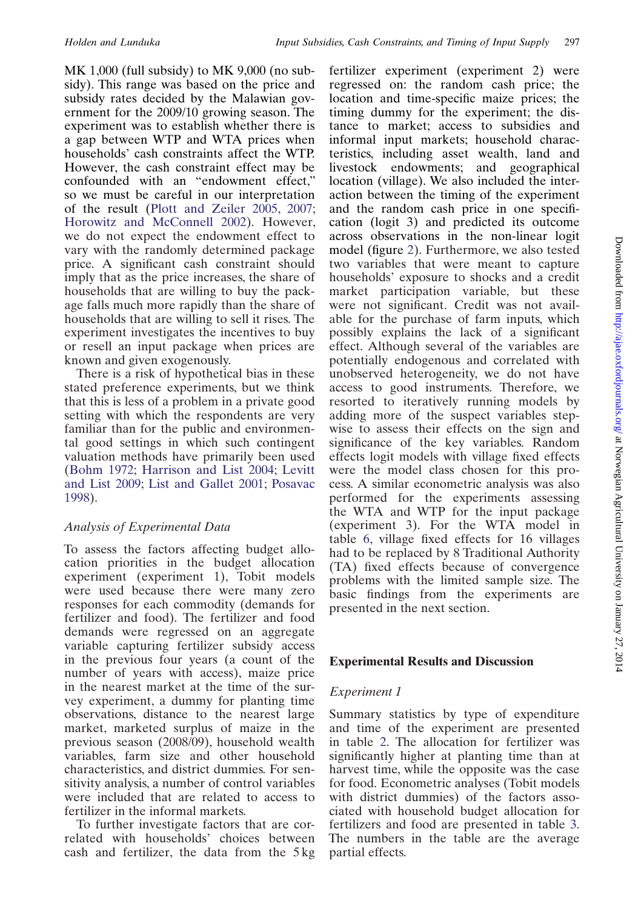MK 1,000 (full subsidy) to MK 9,000 (no subsidy). This range was based on the price and subsidy rates decided by the Malawian government for the 2009/10 growing season. The experiment was to establish whether there is a gap between WTP and WTA prices when households' cash constraints affect the WTP. However, the cash constraint effect may be confounded with an "endowment effect," so we must be careful in our interpretation of the result (Plott and Zeiler 2005, 2007; Horowitz and McConnell 2002). However, we do not expect the endowment effect to vary with the randomly determined package price. A significant cash constraint should imply that as the price increases, the share of households that are willing to buy the package falls much more rapidly than the share of households that are willing to sell it rises. The experiment investigates the incentives to buy or resell an input package when prices are known and given exogenously.

There is a risk of hypothetical bias in these stated preference experiments, but we think that this is less of a problem in a private good setting with which the respondents are very familiar than for the public and environmental good settings in which such contingent valuation methods have primarily been used (Bohm 1972; Harrison and List 2004; Levitt and List 2009; List and Gallet 2001; Posavac 1998).

### *Analysis of Experimental Data*

To assess the factors affecting budget allocation priorities in the budget allocation experiment (experiment 1), Tobit models were used because there were many zero responses for each commodity (demands for fertilizer and food). The fertilizer and food demands were regressed on an aggregate variable capturing fertilizer subsidy access in the previous four years (a count of the number of years with access), maize price in the nearest market at the time of the survey experiment, a dummy for planting time observations, distance to the nearest large market, marketed surplus of maize in the previous season (2008/09), household wealth variables, farm size and other household characteristics, and district dummies. For sensitivity analysis, a number of control variables were included that are related to access to fertilizer in the informal markets.

To further investigate factors that are correlated with households' choices between cash and fertilizer, the data from the 5 kg fertilizer experiment (experiment 2) were regressed on: the random cash price; the location and time-specific maize prices; the timing dummy for the experiment; the distance to market; access to subsidies and informal input markets; household characteristics, including asset wealth, land and livestock endowments; and geographical location (village). We also included the interaction between the timing of the experiment and the random cash price in one specification (logit 3) and predicted its outcome across observations in the non-linear logit model (figure 2). Furthermore, we also tested two variables that were meant to capture households' exposure to shocks and a credit market participation variable, but these were not significant. Credit was not available for the purchase of farm inputs, which possibly explains the lack of a significant effect. Although several of the variables are potentially endogenous and correlated with unobserved heterogeneity, we do not have access to good instruments. Therefore, we resorted to iteratively running models by adding more of the suspect variables stepwise to assess their effects on the sign and significance of the key variables. Random effects logit models with village fixed effects were the model class chosen for this process. A similar econometric analysis was also performed for the experiments assessing the WTA and WTP for the input package (experiment 3). For the WTA model in table 6, village fixed effects for 16 villages had to be replaced by 8 Traditional Authority (TA) fixed effects because of convergence problems with the limited sample size. The basic findings from the experiments are presented in the next section.

## Experimental Results and Discussion

### *Experiment 1*

Summary statistics by type of expenditure and time of the experiment are presented in table 2. The allocation for fertilizer was significantly higher at planting time than at harvest time, while the opposite was the case for food. Econometric analyses (Tobit models with district dummies) of the factors associated with household budget allocation for fertilizers and food are presented in table 3. The numbers in the table are the average partial effects.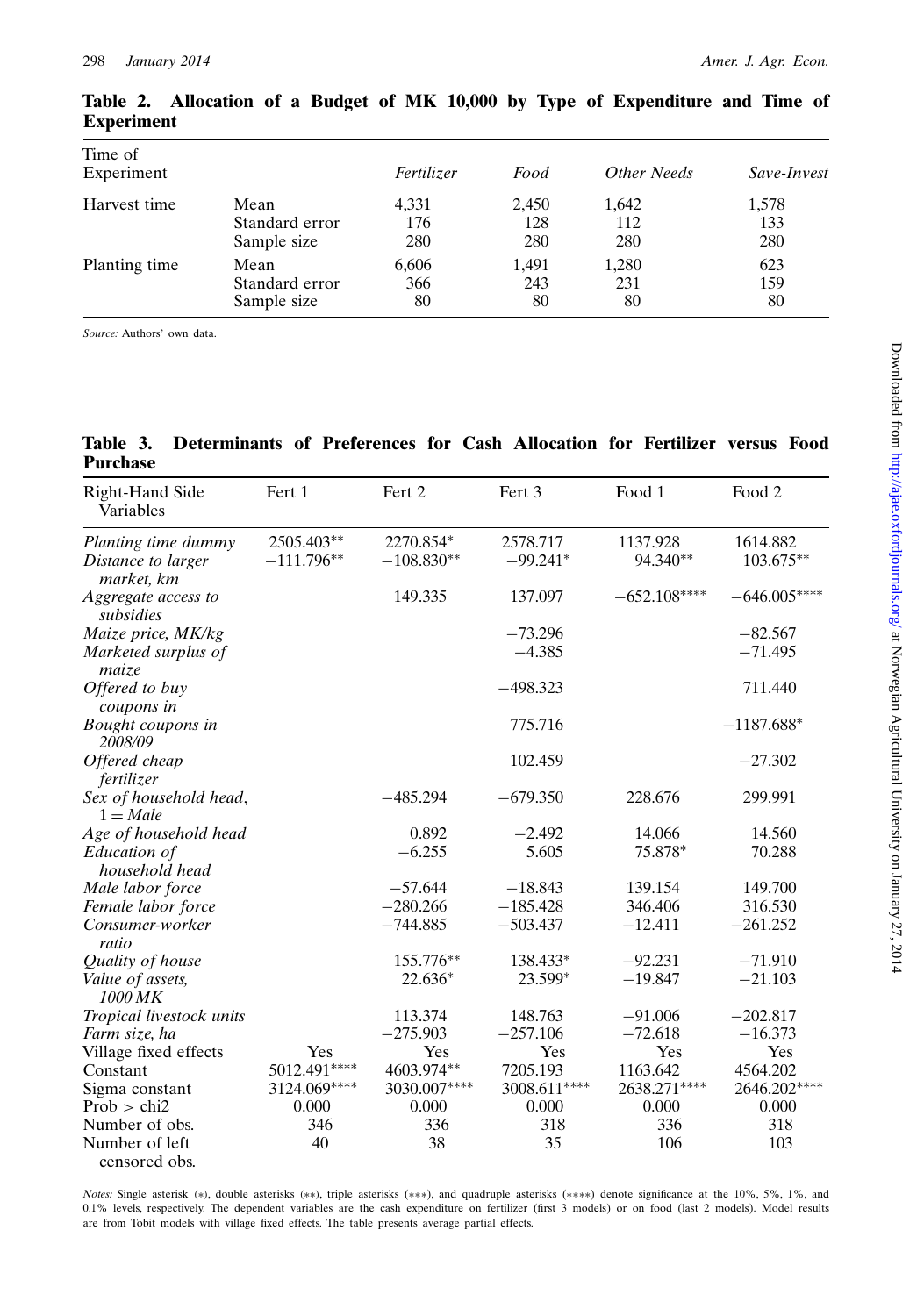**Table 2. Allocation of a Budget of MK 10,000 by Type of Expenditure and Time of Experiment**

| Time of Experiment | | *Fertilizer* | *Food* | *Other Needs* | *Save-Invest* |
|---|---|---|---|---|---|
| Harvest time | Mean | 4,331 | 2,450 | 1,642 | 1,578 |
| | Standard error | 176 | 128 | 112 | 133 |
| | Sample size | 280 | 280 | 280 | 280 |
| Planting time | Mean | 6,606 | 1,491 | 1,280 | 623 |
| | Standard error | 366 | 243 | 231 | 159 |
| | Sample size | 80 | 80 | 80 | 80 |

*Source:* Authors' own data.

**Table 3. Determinants of Preferences for Cash Allocation for Fertilizer versus Food Purchase**

| Right-Hand Side Variables | Fert 1 | Fert 2 | Fert 3 | Food 1 | Food 2 |
|---|---|---|---|---|---|
| *Planting time dummy* | 2505.403** | 2270.854* | 2578.717 | 1137.928 | 1614.882 |
| *Distance to larger market, km* | −111.796** | −108.830** | −99.241* | 94.340** | 103.675** |
| *Aggregate access to subsidies* | | 149.335 | 137.097 | −652.108**** | −646.005**** |
| *Maize price, MK/kg* | | | −73.296 | | −82.567 |
| *Marketed surplus of maize* | | | −4.385 | | −71.495 |
| *Offered to buy coupons in* | | | −498.323 | | 711.440 |
| *Bought coupons in 2008/09* | | | 775.716 | | −1187.688* |
| *Offered cheap fertilizer* | | | 102.459 | | −27.302 |
| *Sex of household head, 1 = Male* | | −485.294 | −679.350 | 228.676 | 299.991 |
| *Age of household head* | | 0.892 | −2.492 | 14.066 | 14.560 |
| *Education of household head* | | −6.255 | 5.605 | 75.878* | 70.288 |
| *Male labor force* | | −57.644 | −18.843 | 139.154 | 149.700 |
| *Female labor force* | | −280.266 | −185.428 | 346.406 | 316.530 |
| *Consumer-worker ratio* | | −744.885 | −503.437 | −12.411 | −261.252 |
| *Quality of house* | | 155.776** | 138.433* | −92.231 | −71.910 |
| *Value of assets, 1000 MK* | | 22.636* | 23.599* | −19.847 | −21.103 |
| *Tropical livestock units* | | 113.374 | 148.763 | −91.006 | −202.817 |
| *Farm size, ha* | | −275.903 | −257.106 | −72.618 | −16.373 |
| Village fixed effects | Yes | Yes | Yes | Yes | Yes |
| Constant | 5012.491**** | 4603.974** | 7205.193 | 1163.642 | 4564.202 |
| Sigma constant | 3124.069**** | 3030.007**** | 3008.611**** | 2638.271**** | 2646.202**** |
| Prob > chi2 | 0.000 | 0.000 | 0.000 | 0.000 | 0.000 |
| Number of obs. | 346 | 336 | 318 | 336 | 318 |
| Number of left censored obs. | 40 | 38 | 35 | 106 | 103 |

*Notes:* Single asterisk (*), double asterisks (**), triple asterisks (***), and quadruple asterisks (****) denote significance at the 10%, 5%, 1%, and 0.1% levels, respectively. The dependent variables are the cash expenditure on fertilizer (first 3 models) or on food (last 2 models). Model results are from Tobit models with village fixed effects. The table presents average partial effects.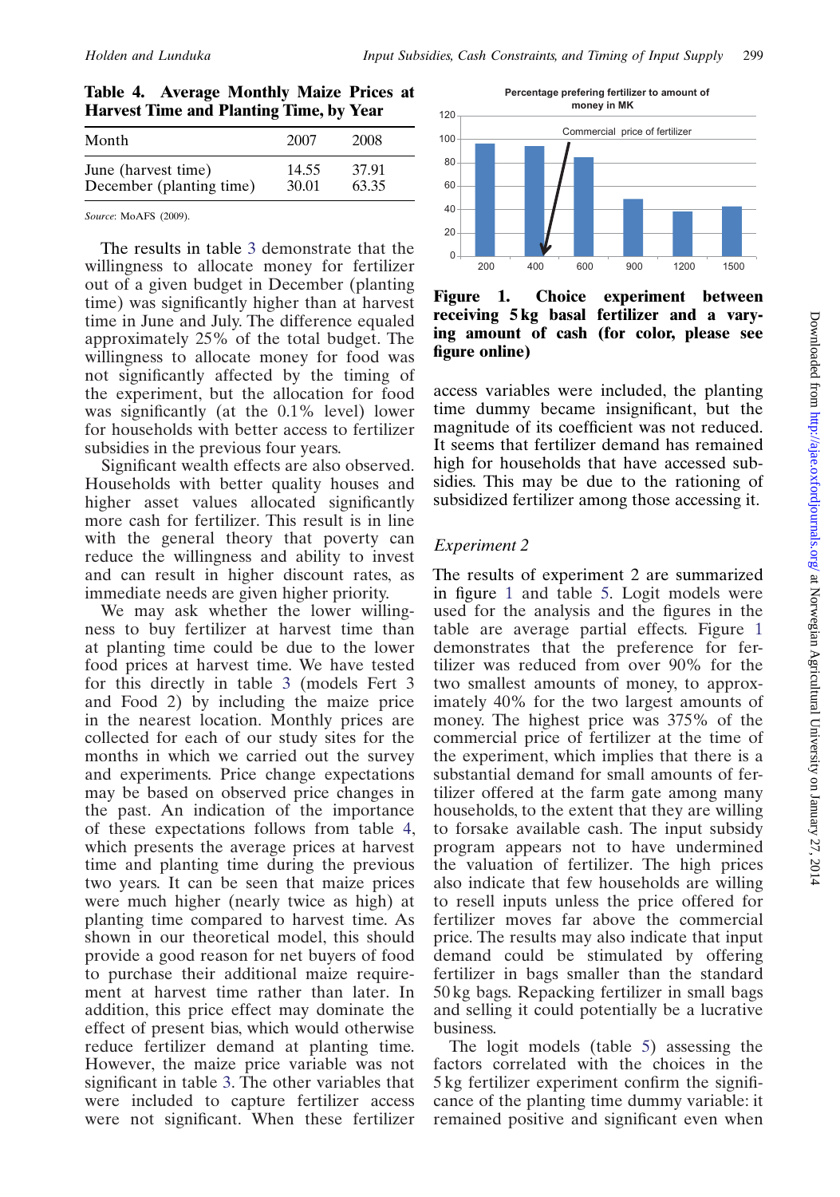**Table 4. Average Monthly Maize Prices at Harvest Time and Planting Time, by Year**

| Month | 2007 | 2008 |
|---|---|---|
| June (harvest time) | 14.55 | 37.91 |
| December (planting time) | 30.01 | 63.35 |

*Source*: MoAFS (2009).

The results in table 3 demonstrate that the willingness to allocate money for fertilizer out of a given budget in December (planting time) was significantly higher than at harvest time in June and July. The difference equaled approximately 25% of the total budget. The willingness to allocate money for food was not significantly affected by the timing of the experiment, but the allocation for food was significantly (at the 0.1% level) lower for households with better access to fertilizer subsidies in the previous four years.

Significant wealth effects are also observed. Households with better quality houses and higher asset values allocated significantly more cash for fertilizer. This result is in line with the general theory that poverty can reduce the willingness and ability to invest and can result in higher discount rates, as immediate needs are given higher priority.

We may ask whether the lower willingness to buy fertilizer at harvest time than at planting time could be due to the lower food prices at harvest time. We have tested for this directly in table 3 (models Fert 3 and Food 2) by including the maize price in the nearest location. Monthly prices are collected for each of our study sites for the months in which we carried out the survey and experiments. Price change expectations may be based on observed price changes in the past. An indication of the importance of these expectations follows from table 4, which presents the average prices at harvest time and planting time during the previous two years. It can be seen that maize prices were much higher (nearly twice as high) at planting time compared to harvest time. As shown in our theoretical model, this should provide a good reason for net buyers of food to purchase their additional maize requirement at harvest time rather than later. In addition, this price effect may dominate the effect of present bias, which would otherwise reduce fertilizer demand at planting time. However, the maize price variable was not significant in table 3. The other variables that were included to capture fertilizer access were not significant. When these fertilizer access variables were included, the planting time dummy became insignificant, but the magnitude of its coefficient was not reduced. It seems that fertilizer demand has remained high for households that have accessed subsidies. This may be due to the rationing of subsidized fertilizer among those accessing it.

Percentage prefering fertilizer to amount of money in MK

Commercial price of fertilizer

0
20
40
60
80
100
120

200
400
600
900
1200
1500

**Figure 1. Choice experiment between receiving 5 kg basal fertilizer and a varying amount of cash (for color, please see figure online)**

### *Experiment 2*

The results of experiment 2 are summarized in figure 1 and table 5. Logit models were used for the analysis and the figures in the table are average partial effects. Figure 1 demonstrates that the preference for fertilizer was reduced from over 90% for the two smallest amounts of money, to approximately 40% for the two largest amounts of money. The highest price was 375% of the commercial price of fertilizer at the time of the experiment, which implies that there is a substantial demand for small amounts of fertilizer offered at the farm gate among many households, to the extent that they are willing to forsake available cash. The input subsidy program appears not to have undermined the valuation of fertilizer. The high prices also indicate that few households are willing to resell inputs unless the price offered for fertilizer moves far above the commercial price. The results may also indicate that input demand could be stimulated by offering fertilizer in bags smaller than the standard 50 kg bags. Repacking fertilizer in small bags and selling it could potentially be a lucrative business.

The logit models (table 5) assessing the factors correlated with the choices in the 5 kg fertilizer experiment confirm the significance of the planting time dummy variable: it remained positive and significant even when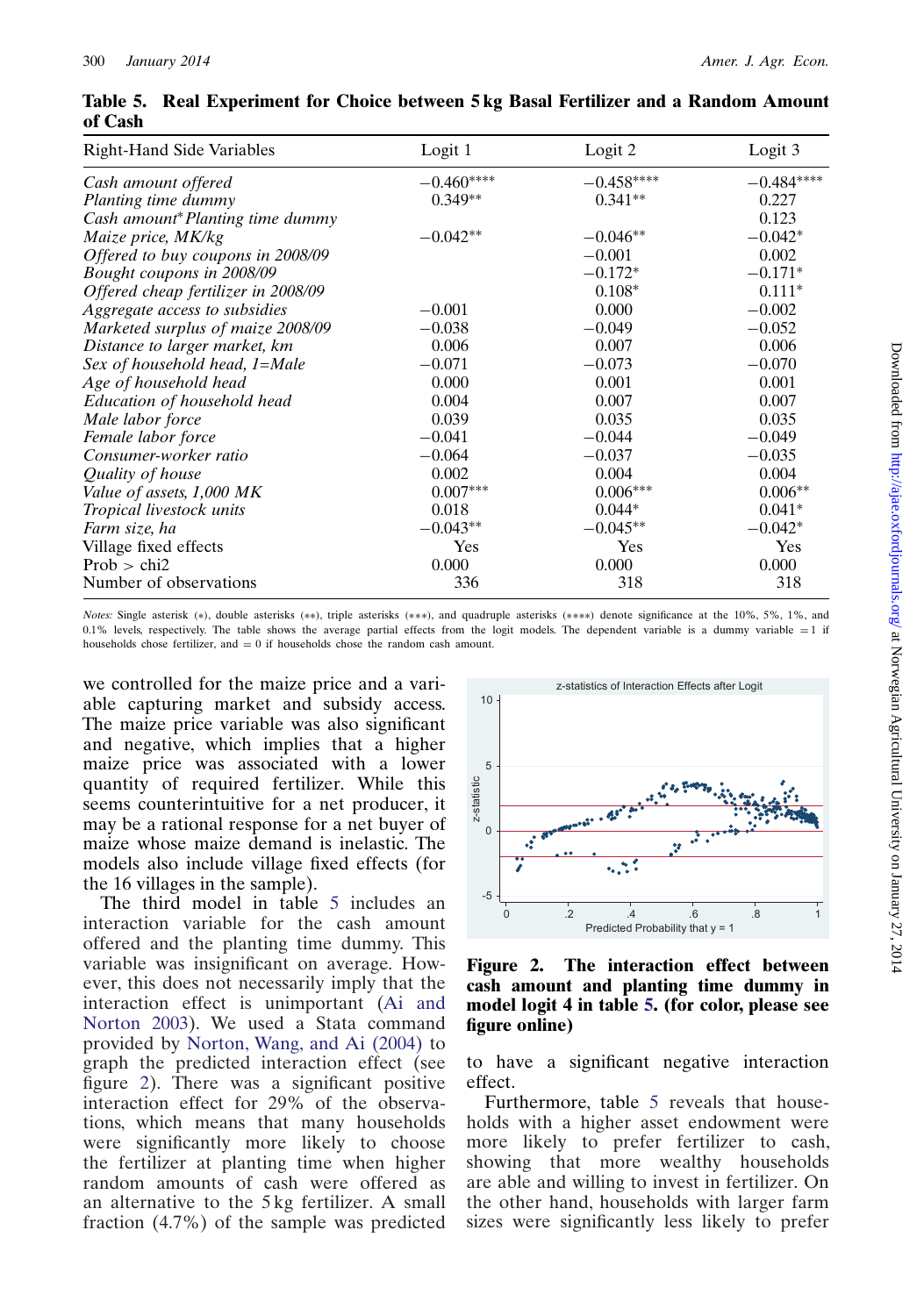**Table 5. Real Experiment for Choice between 5 kg Basal Fertilizer and a Random Amount of Cash**

| Right-Hand Side Variables | Logit 1 | Logit 2 | Logit 3 |
|---|---|---|---|
| *Cash amount offered* | −0.460**** | −0.458**** | −0.484**** |
| *Planting time dummy* | 0.349** | 0.341** | 0.227 |
| *Cash amount*Planting time dummy* | | | 0.123 |
| *Maize price, MK/kg* | −0.042** | −0.046** | −0.042* |
| *Offered to buy coupons in 2008/09* | | −0.001 | 0.002 |
| *Bought coupons in 2008/09* | | −0.172* | −0.171* |
| *Offered cheap fertilizer in 2008/09* | | 0.108* | 0.111* |
| *Aggregate access to subsidies* | −0.001 | 0.000 | −0.002 |
| *Marketed surplus of maize 2008/09* | −0.038 | −0.049 | −0.052 |
| *Distance to larger market, km* | 0.006 | 0.007 | 0.006 |
| *Sex of household head, 1=Male* | −0.071 | −0.073 | −0.070 |
| *Age of household head* | 0.000 | 0.001 | 0.001 |
| *Education of household head* | 0.004 | 0.007 | 0.007 |
| *Male labor force* | 0.039 | 0.035 | 0.035 |
| *Female labor force* | −0.041 | −0.044 | −0.049 |
| *Consumer-worker ratio* | −0.064 | −0.037 | −0.035 |
| *Quality of house* | 0.002 | 0.004 | 0.004 |
| *Value of assets, 1,000 MK* | 0.007*** | 0.006*** | 0.006** |
| *Tropical livestock units* | 0.018 | 0.044* | 0.041* |
| *Farm size, ha* | −0.043** | −0.045** | −0.042* |
| Village fixed effects | Yes | Yes | Yes |
| Prob > chi2 | 0.000 | 0.000 | 0.000 |
| Number of observations | 336 | 318 | 318 |

*Notes:* Single asterisk (*), double asterisks (**), triple asterisks (***), and quadruple asterisks (****) denote significance at the 10%, 5%, 1%, and 0.1% levels, respectively. The table shows the average partial effects from the logit models. The dependent variable is a dummy variable = 1 if households chose fertilizer, and = 0 if households chose the random cash amount.

we controlled for the maize price and a variable capturing market and subsidy access. The maize price variable was also significant and negative, which implies that a higher maize price was associated with a lower quantity of required fertilizer. While this seems counterintuitive for a net producer, it may be a rational response for a net buyer of maize whose maize demand is inelastic. The models also include village fixed effects (for the 16 villages in the sample).

The third model in table 5 includes an interaction variable for the cash amount offered and the planting time dummy. This variable was insignificant on average. However, this does not necessarily imply that the interaction effect is unimportant (Ai and Norton 2003). We used a Stata command provided by Norton, Wang, and Ai (2004) to graph the predicted interaction effect (see figure 2). There was a significant positive interaction effect for 29% of the observations, which means that many households were significantly more likely to choose the fertilizer at planting time when higher random amounts of cash were offered as an alternative to the 5 kg fertilizer. A small fraction (4.7%) of the sample was predicted to have a significant negative interaction effect.

**Figure 2. The interaction effect between cash amount and planting time dummy in model logit 4 in table 5. (for color, please see figure online)**

Furthermore, table 5 reveals that households with a higher asset endowment were more likely to prefer fertilizer to cash, showing that more wealthy households are able and willing to invest in fertilizer. On the other hand, households with larger farm sizes were significantly less likely to prefer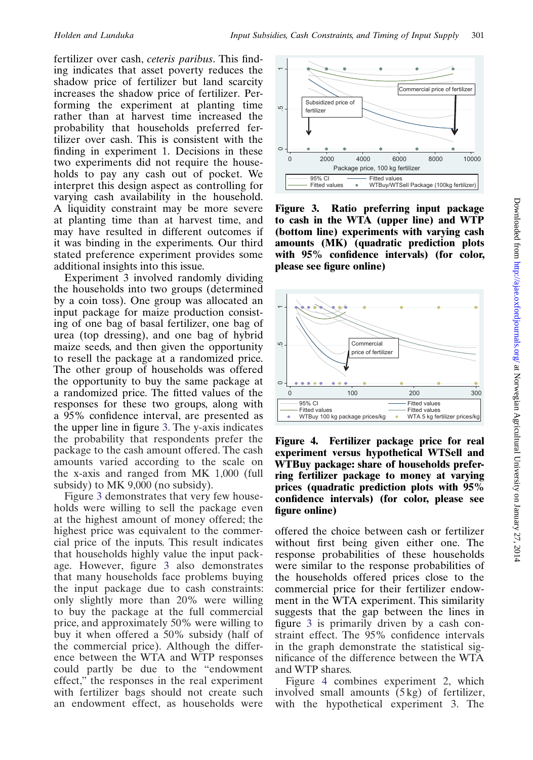fertilizer over cash, *ceteris paribus*. This finding indicates that asset poverty reduces the shadow price of fertilizer but land scarcity increases the shadow price of fertilizer. Performing the experiment at planting time rather than at harvest time increased the probability that households preferred fertilizer over cash. This is consistent with the finding in experiment 1. Decisions in these two experiments did not require the households to pay any cash out of pocket. We interpret this design aspect as controlling for varying cash availability in the household. A liquidity constraint may be more severe at planting time than at harvest time, and may have resulted in different outcomes if it was binding in the experiments. Our third stated preference experiment provides some additional insights into this issue.

Experiment 3 involved randomly dividing the households into two groups (determined by a coin toss). One group was allocated an input package for maize production consisting of one bag of basal fertilizer, one bag of urea (top dressing), and one bag of hybrid maize seeds, and then given the opportunity to resell the package at a randomized price. The other group of households was offered the opportunity to buy the same package at a randomized price. The fitted values of the responses for these two groups, along with a 95% confidence interval, are presented as the upper line in figure 3. The y-axis indicates the probability that respondents prefer the package to the cash amount offered. The cash amounts varied according to the scale on the x-axis and ranged from MK 1,000 (full subsidy) to MK 9,000 (no subsidy).

Figure 3 demonstrates that very few households were willing to sell the package even at the highest amount of money offered; the highest price was equivalent to the commercial price of the inputs. This result indicates that households highly value the input package. However, figure 3 also demonstrates that many households face problems buying the input package due to cash constraints: only slightly more than 20% were willing to buy the package at the full commercial price, and approximately 50% were willing to buy it when offered a 50% subsidy (half of the commercial price). Although the difference between the WTA and WTP responses could partly be due to the "endowment effect," the responses in the real experiment with fertilizer bags should not create such an endowment effect, as households were

**Figure 3. Ratio preferring input package to cash in the WTA (upper line) and WTP (bottom line) experiments with varying cash amounts (MK) (quadratic prediction plots with 95% confidence intervals) (for color, please see figure online)**

**Figure 4. Fertilizer package price for real experiment versus hypothetical WTSell and WTBuy package: share of households preferring fertilizer package to money at varying prices (quadratic prediction plots with 95% confidence intervals) (for color, please see figure online)**

offered the choice between cash or fertilizer without first being given either one. The response probabilities of these households were similar to the response probabilities of the households offered prices close to the commercial price for their fertilizer endowment in the WTA experiment. This similarity suggests that the gap between the lines in figure 3 is primarily driven by a cash constraint effect. The 95% confidence intervals in the graph demonstrate the statistical significance of the difference between the WTA and WTP shares.

Figure 4 combines experiment 2, which involved small amounts (5 kg) of fertilizer, with the hypothetical experiment 3. The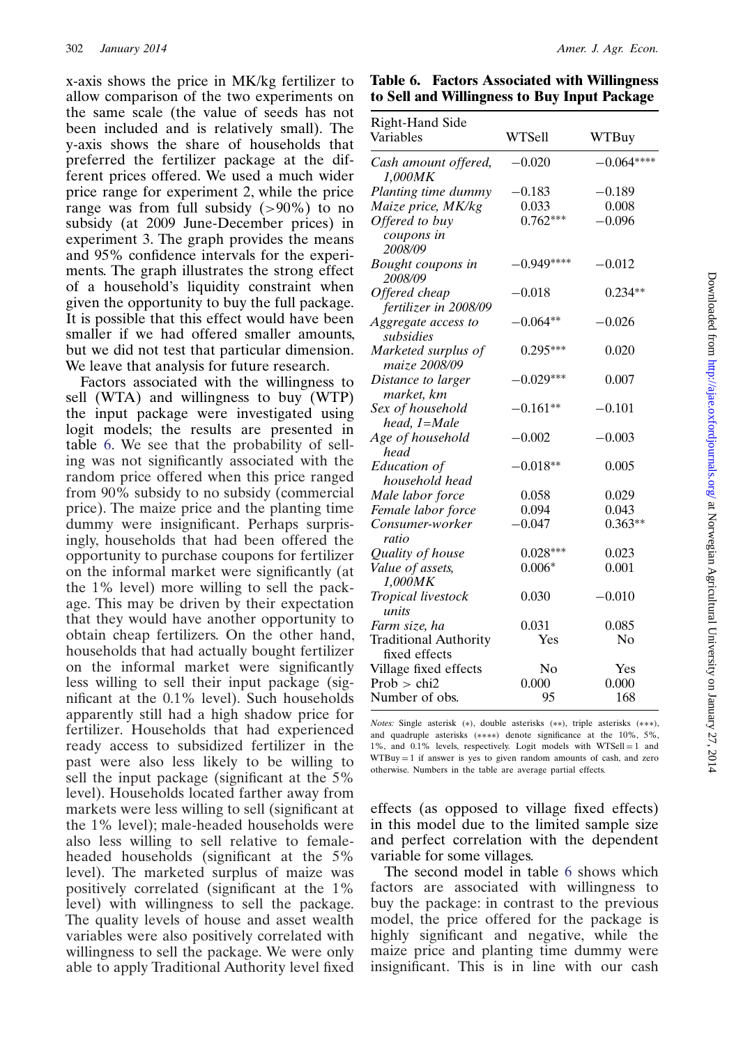x-axis shows the price in MK/kg fertilizer to allow comparison of the two experiments on the same scale (the value of seeds has not been included and is relatively small). The y-axis shows the share of households that preferred the fertilizer package at the different prices offered. We used a much wider price range for experiment 2, while the price range was from full subsidy (>90%) to no subsidy (at 2009 June-December prices) in experiment 3. The graph provides the means and 95% confidence intervals for the experiments. The graph illustrates the strong effect of a household's liquidity constraint when given the opportunity to buy the full package. It is possible that this effect would have been smaller if we had offered smaller amounts, but we did not test that particular dimension. We leave that analysis for future research.

Factors associated with the willingness to sell (WTA) and willingness to buy (WTP) the input package were investigated using logit models; the results are presented in table 6. We see that the probability of selling was not significantly associated with the random price offered when this price ranged from 90% subsidy to no subsidy (commercial price). The maize price and the planting time dummy were insignificant. Perhaps surprisingly, households that had been offered the opportunity to purchase coupons for fertilizer on the informal market were significantly (at the 1% level) more willing to sell the package. This may be driven by their expectation that they would have another opportunity to obtain cheap fertilizers. On the other hand, households that had actually bought fertilizer on the informal market were significantly less willing to sell their input package (significant at the 0.1% level). Such households apparently still had a high shadow price for fertilizer. Households that had experienced ready access to subsidized fertilizer in the past were also less likely to be willing to sell the input package (significant at the 5% level). Households located farther away from markets were less willing to sell (significant at the 1% level); male-headed households were also less willing to sell relative to female-headed households (significant at the 5% level). The marketed surplus of maize was positively correlated (significant at the 1% level) with willingness to sell the package. The quality levels of house and asset wealth variables were also positively correlated with willingness to sell the package. We were only able to apply Traditional Authority level fixed effects (as opposed to village fixed effects) in this model due to the limited sample size and perfect correlation with the dependent variable for some villages.

**Table 6. Factors Associated with Willingness to Sell and Willingness to Buy Input Package**

| Right-Hand Side Variables | WTSell | WTBuy |
|---|---|---|
| *Cash amount offered, 1,000MK* | −0.020 | −0.064**** |
| *Planting time dummy* | −0.183 | −0.189 |
| *Maize price, MK/kg* | 0.033 | 0.008 |
| *Offered to buy coupons in 2008/09* | 0.762*** | −0.096 |
| *Bought coupons in 2008/09* | −0.949**** | −0.012 |
| *Offered cheap fertilizer in 2008/09* | −0.018 | 0.234** |
| *Aggregate access to subsidies* | −0.064** | −0.026 |
| *Marketed surplus of maize 2008/09* | 0.295*** | 0.020 |
| *Distance to larger market, km* | −0.029*** | 0.007 |
| *Sex of household head, 1=Male* | −0.161** | −0.101 |
| *Age of household head* | −0.002 | −0.003 |
| *Education of household head* | −0.018** | 0.005 |
| *Male labor force* | 0.058 | 0.029 |
| *Female labor force* | 0.094 | 0.043 |
| *Consumer-worker ratio* | −0.047 | 0.363** |
| *Quality of house* | 0.028*** | 0.023 |
| *Value of assets, 1,000MK* | 0.006* | 0.001 |
| *Tropical livestock units* | 0.030 | −0.010 |
| *Farm size, ha* | 0.031 | 0.085 |
| Traditional Authority fixed effects | Yes | No |
| Village fixed effects | No | Yes |
| Prob > chi2 | 0.000 | 0.000 |
| Number of obs. | 95 | 168 |

*Notes:* Single asterisk (*), double asterisks (**), triple asterisks (***), and quadruple asterisks (****) denote significance at the 10%, 5%, 1%, and 0.1% levels, respectively. Logit models with WTSell = 1 and WTBuy = 1 if answer is yes to given random amounts of cash, and zero otherwise. Numbers in the table are average partial effects.

The second model in table 6 shows which factors are associated with willingness to buy the package: in contrast to the previous model, the price offered for the package is highly significant and negative, while the maize price and planting time dummy were insignificant. This is in line with our cash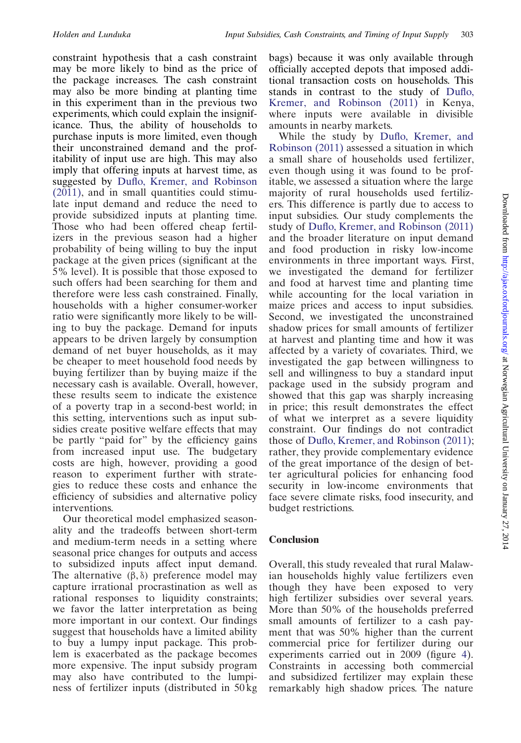constraint hypothesis that a cash constraint may be more likely to bind as the price of the package increases. The cash constraint may also be more binding at planting time in this experiment than in the previous two experiments, which could explain the insignificance. Thus, the ability of households to purchase inputs is more limited, even though their unconstrained demand and the profitability of input use are high. This may also imply that offering inputs at harvest time, as suggested by Duflo, Kremer, and Robinson (2011), and in small quantities could stimulate input demand and reduce the need to provide subsidized inputs at planting time. Those who had been offered cheap fertilizers in the previous season had a higher probability of being willing to buy the input package at the given prices (significant at the 5% level). It is possible that those exposed to such offers had been searching for them and therefore were less cash constrained. Finally, households with a higher consumer-worker ratio were significantly more likely to be willing to buy the package. Demand for inputs appears to be driven largely by consumption demand of net buyer households, as it may be cheaper to meet household food needs by buying fertilizer than by buying maize if the necessary cash is available. Overall, however, these results seem to indicate the existence of a poverty trap in a second-best world; in this setting, interventions such as input subsidies create positive welfare effects that may be partly "paid for" by the efficiency gains from increased input use. The budgetary costs are high, however, providing a good reason to experiment further with strategies to reduce these costs and enhance the efficiency of subsidies and alternative policy interventions.

Our theoretical model emphasized seasonality and the tradeoffs between short-term and medium-term needs in a setting where seasonal price changes for outputs and access to subsidized inputs affect input demand. The alternative $(\beta, \delta)$ preference model may capture irrational procrastination as well as rational responses to liquidity constraints; we favor the latter interpretation as being more important in our context. Our findings suggest that households have a limited ability to buy a lumpy input package. This problem is exacerbated as the package becomes more expensive. The input subsidy program may also have contributed to the lumpiness of fertilizer inputs (distributed in 50 kg bags) because it was only available through officially accepted depots that imposed additional transaction costs on households. This stands in contrast to the study of Duflo, Kremer, and Robinson (2011) in Kenya, where inputs were available in divisible amounts in nearby markets.

While the study by Duflo, Kremer, and Robinson (2011) assessed a situation in which a small share of households used fertilizer, even though using it was found to be profitable, we assessed a situation where the large majority of rural households used fertilizers. This difference is partly due to access to input subsidies. Our study complements the study of Duflo, Kremer, and Robinson (2011) and the broader literature on input demand and food production in risky low-income environments in three important ways. First, we investigated the demand for fertilizer and food at harvest time and planting time while accounting for the local variation in maize prices and access to input subsidies. Second, we investigated the unconstrained shadow prices for small amounts of fertilizer at harvest and planting time and how it was affected by a variety of covariates. Third, we investigated the gap between willingness to sell and willingness to buy a standard input package used in the subsidy program and showed that this gap was sharply increasing in price; this result demonstrates the effect of what we interpret as a severe liquidity constraint. Our findings do not contradict those of Duflo, Kremer, and Robinson (2011); rather, they provide complementary evidence of the great importance of the design of better agricultural policies for enhancing food security in low-income environments that face severe climate risks, food insecurity, and budget restrictions.

## Conclusion

Overall, this study revealed that rural Malawian households highly value fertilizers even though they have been exposed to very high fertilizer subsidies over several years. More than 50% of the households preferred small amounts of fertilizer to a cash payment that was 50% higher than the current commercial price for fertilizer during our experiments carried out in 2009 (figure 4). Constraints in accessing both commercial and subsidized fertilizer may explain these remarkably high shadow prices. The nature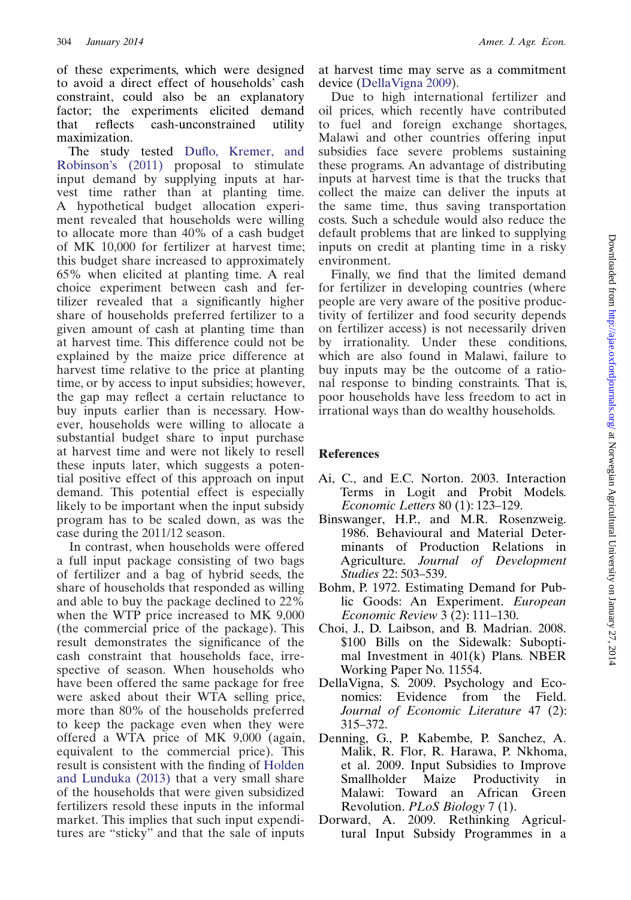of these experiments, which were designed to avoid a direct effect of households' cash constraint, could also be an explanatory factor; the experiments elicited demand that reflects cash-unconstrained utility maximization.

The study tested Duflo, Kremer, and Robinson's (2011) proposal to stimulate input demand by supplying inputs at harvest time rather than at planting time. A hypothetical budget allocation experiment revealed that households were willing to allocate more than 40% of a cash budget of MK 10,000 for fertilizer at harvest time; this budget share increased to approximately 65% when elicited at planting time. A real choice experiment between cash and fertilizer revealed that a significantly higher share of households preferred fertilizer to a given amount of cash at planting time than at harvest time. This difference could not be explained by the maize price difference at harvest time relative to the price at planting time, or by access to input subsidies; however, the gap may reflect a certain reluctance to buy inputs earlier than is necessary. However, households were willing to allocate a substantial budget share to input purchase at harvest time and were not likely to resell these inputs later, which suggests a potential positive effect of this approach on input demand. This potential effect is especially likely to be important when the input subsidy program has to be scaled down, as was the case during the 2011/12 season.

In contrast, when households were offered a full input package consisting of two bags of fertilizer and a bag of hybrid seeds, the share of households that responded as willing and able to buy the package declined to 22% when the WTP price increased to MK 9,000 (the commercial price of the package). This result demonstrates the significance of the cash constraint that households face, irrespective of season. When households who have been offered the same package for free were asked about their WTA selling price, more than 80% of the households preferred to keep the package even when they were offered a WTA price of MK 9,000 (again, equivalent to the commercial price). This result is consistent with the finding of Holden and Lunduka (2013) that a very small share of the households that were given subsidized fertilizers resold these inputs in the informal market. This implies that such input expenditures are "sticky" and that the sale of inputs at harvest time may serve as a commitment device (DellaVigna 2009).

Due to high international fertilizer and oil prices, which recently have contributed to fuel and foreign exchange shortages, Malawi and other countries offering input subsidies face severe problems sustaining these programs. An advantage of distributing inputs at harvest time is that the trucks that collect the maize can deliver the inputs at the same time, thus saving transportation costs. Such a schedule would also reduce the default problems that are linked to supplying inputs on credit at planting time in a risky environment.

Finally, we find that the limited demand for fertilizer in developing countries (where people are very aware of the positive productivity of fertilizer and food security depends on fertilizer access) is not necessarily driven by irrationality. Under these conditions, which are also found in Malawi, failure to buy inputs may be the outcome of a rational response to binding constraints. That is, poor households have less freedom to act in irrational ways than do wealthy households.

## References

Ai, C., and E.C. Norton. 2003. Interaction Terms in Logit and Probit Models. *Economic Letters* 80 (1): 123–129.

Binswanger, H.P., and M.R. Rosenzweig. 1986. Behavioural and Material Determinants of Production Relations in Agriculture. *Journal of Development Studies* 22: 503–539.

Bohm, P. 1972. Estimating Demand for Public Goods: An Experiment. *European Economic Review* 3 (2): 111–130.

Choi, J., D. Laibson, and B. Madrian. 2008. $100 Bills on the Sidewalk: Suboptimal Investment in 401(k) Plans. NBER Working Paper No. 11554.

DellaVigna, S. 2009. Psychology and Economics: Evidence from the Field. *Journal of Economic Literature* 47 (2): 315–372.

Denning, G., P. Kabembe, P. Sanchez, A. Malik, R. Flor, R. Harawa, P. Nkhoma, et al. 2009. Input Subsidies to Improve Smallholder Maize Productivity in Malawi: Toward an African Green Revolution. *PLoS Biology* 7 (1).

Dorward, A. 2009. Rethinking Agricultural Input Subsidy Programmes in a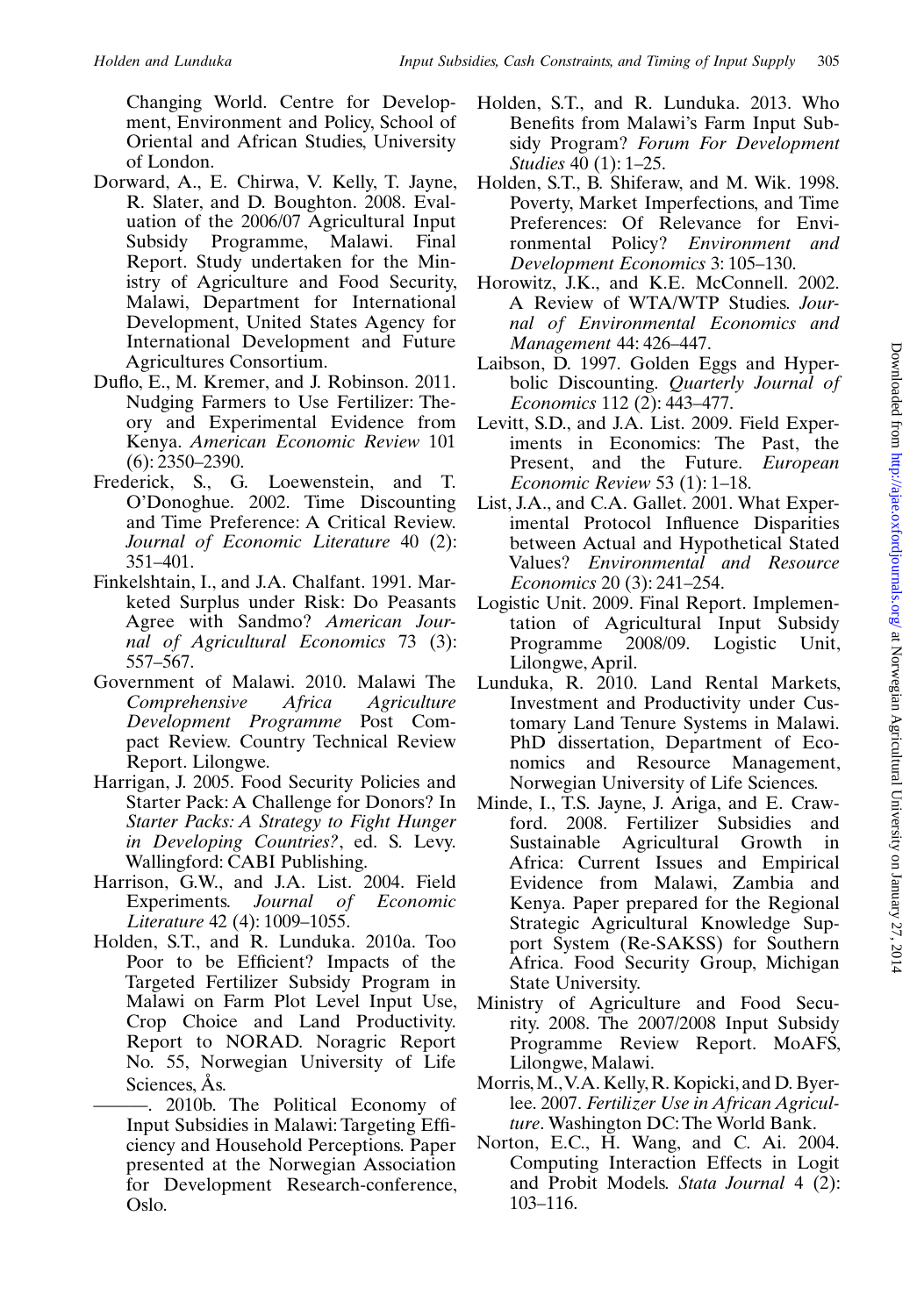Changing World. Centre for Development, Environment and Policy, School of Oriental and African Studies, University of London.

Dorward, A., E. Chirwa, V. Kelly, T. Jayne, R. Slater, and D. Boughton. 2008. Evaluation of the 2006/07 Agricultural Input Subsidy Programme, Malawi. Final Report. Study undertaken for the Ministry of Agriculture and Food Security, Malawi, Department for International Development, United States Agency for International Development and Future Agricultures Consortium.

Duflo, E., M. Kremer, and J. Robinson. 2011. Nudging Farmers to Use Fertilizer: Theory and Experimental Evidence from Kenya. *American Economic Review* 101 (6): 2350–2390.

Frederick, S., G. Loewenstein, and T. O'Donoghue. 2002. Time Discounting and Time Preference: A Critical Review. *Journal of Economic Literature* 40 (2): 351–401.

Finkelshtain, I., and J.A. Chalfant. 1991. Marketed Surplus under Risk: Do Peasants Agree with Sandmo? *American Journal of Agricultural Economics* 73 (3): 557–567.

Government of Malawi. 2010. Malawi The *Comprehensive Africa Agriculture Development Programme* Post Compact Review. Country Technical Review Report. Lilongwe.

Harrigan, J. 2005. Food Security Policies and Starter Pack: A Challenge for Donors? In *Starter Packs: A Strategy to Fight Hunger in Developing Countries?*, ed. S. Levy. Wallingford: CABI Publishing.

Harrison, G.W., and J.A. List. 2004. Field Experiments. *Journal of Economic Literature* 42 (4): 1009–1055.

Holden, S.T., and R. Lunduka. 2010a. Too Poor to be Efficient? Impacts of the Targeted Fertilizer Subsidy Program in Malawi on Farm Plot Level Input Use, Crop Choice and Land Productivity. Report to NORAD. Noragric Report No. 55, Norwegian University of Life Sciences, Ås.

———. 2010b. The Political Economy of Input Subsidies in Malawi: Targeting Efficiency and Household Perceptions. Paper presented at the Norwegian Association for Development Research-conference, Oslo.

Holden, S.T., and R. Lunduka. 2013. Who Benefits from Malawi's Farm Input Subsidy Program? *Forum For Development Studies* 40 (1): 1–25.

Holden, S.T., B. Shiferaw, and M. Wik. 1998. Poverty, Market Imperfections, and Time Preferences: Of Relevance for Environmental Policy? *Environment and Development Economics* 3: 105–130.

Horowitz, J.K., and K.E. McConnell. 2002. A Review of WTA/WTP Studies. *Journal of Environmental Economics and Management* 44: 426–447.

Laibson, D. 1997. Golden Eggs and Hyperbolic Discounting. *Quarterly Journal of Economics* 112 (2): 443–477.

Levitt, S.D., and J.A. List. 2009. Field Experiments in Economics: The Past, the Present, and the Future. *European Economic Review* 53 (1): 1–18.

List, J.A., and C.A. Gallet. 2001. What Experimental Protocol Influence Disparities between Actual and Hypothetical Stated Values? *Environmental and Resource Economics* 20 (3): 241–254.

Logistic Unit. 2009. Final Report. Implementation of Agricultural Input Subsidy Programme 2008/09. Logistic Unit, Lilongwe, April.

Lunduka, R. 2010. Land Rental Markets, Investment and Productivity under Customary Land Tenure Systems in Malawi. PhD dissertation, Department of Economics and Resource Management, Norwegian University of Life Sciences.

Minde, I., T.S. Jayne, J. Ariga, and E. Crawford. 2008. Fertilizer Subsidies and Sustainable Agricultural Growth in Africa: Current Issues and Empirical Evidence from Malawi, Zambia and Kenya. Paper prepared for the Regional Strategic Agricultural Knowledge Support System (Re-SAKSS) for Southern Africa. Food Security Group, Michigan State University.

Ministry of Agriculture and Food Security. 2008. The 2007/2008 Input Subsidy Programme Review Report. MoAFS, Lilongwe, Malawi.

Morris, M., V.A. Kelly, R. Kopicki, and D. Byerlee. 2007. *Fertilizer Use in African Agriculture*. Washington DC: The World Bank.

Norton, E.C., H. Wang, and C. Ai. 2004. Computing Interaction Effects in Logit and Probit Models. *Stata Journal* 4 (2): 103–116.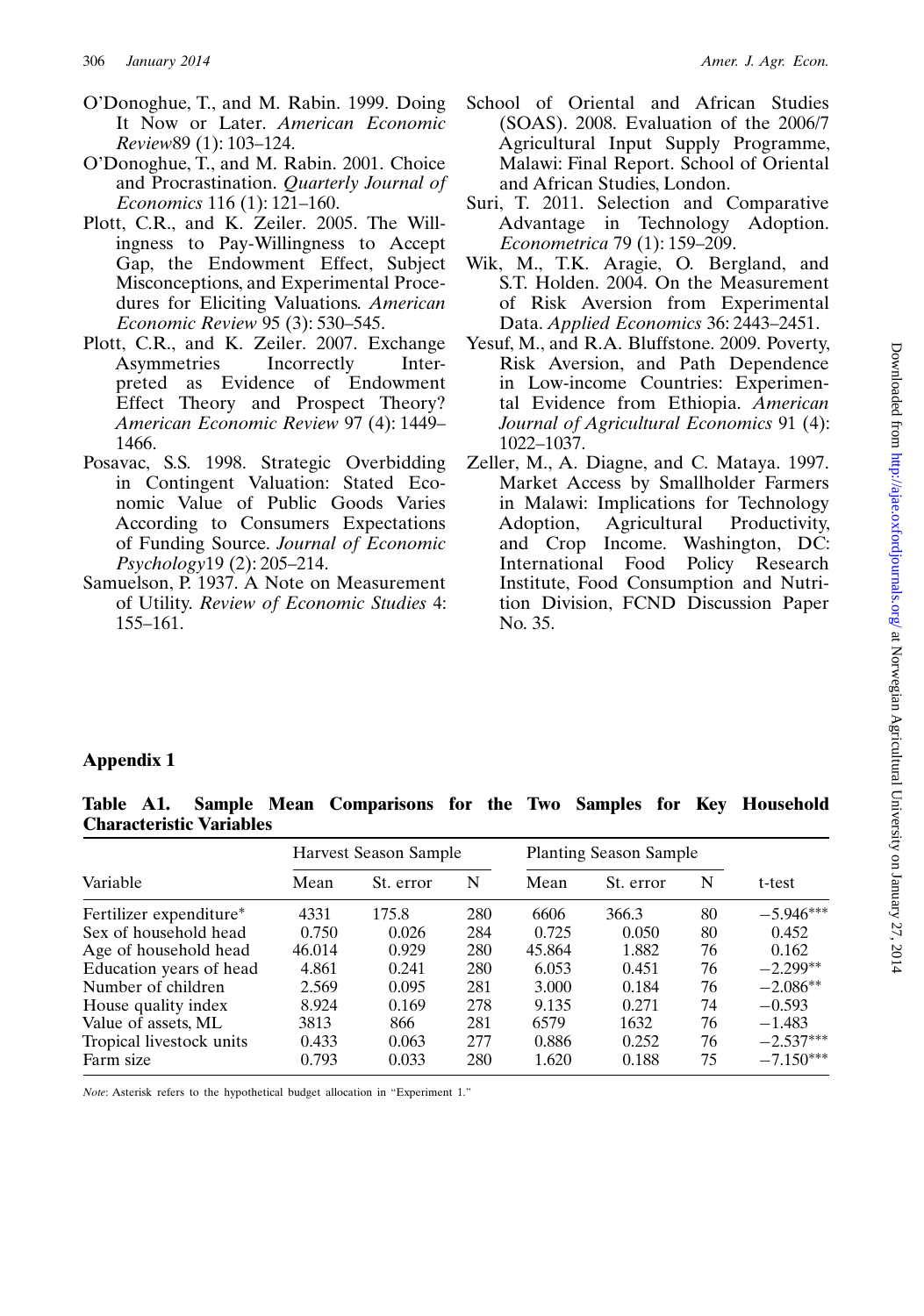O'Donoghue, T., and M. Rabin. 1999. Doing It Now or Later. *American Economic Review*89 (1): 103–124.

O'Donoghue, T., and M. Rabin. 2001. Choice and Procrastination. *Quarterly Journal of Economics* 116 (1): 121–160.

Plott, C.R., and K. Zeiler. 2005. The Willingness to Pay-Willingness to Accept Gap, the Endowment Effect, Subject Misconceptions, and Experimental Procedures for Eliciting Valuations. *American Economic Review* 95 (3): 530–545.

Plott, C.R., and K. Zeiler. 2007. Exchange Asymmetries Incorrectly Interpreted as Evidence of Endowment Effect Theory and Prospect Theory? *American Economic Review* 97 (4): 1449–1466.

Posavac, S.S. 1998. Strategic Overbidding in Contingent Valuation: Stated Economic Value of Public Goods Varies According to Consumers Expectations of Funding Source. *Journal of Economic Psychology*19 (2): 205–214.

Samuelson, P. 1937. A Note on Measurement of Utility. *Review of Economic Studies* 4: 155–161.

School of Oriental and African Studies (SOAS). 2008. Evaluation of the 2006/7 Agricultural Input Supply Programme, Malawi: Final Report. School of Oriental and African Studies, London.

Suri, T. 2011. Selection and Comparative Advantage in Technology Adoption. *Econometrica* 79 (1): 159–209.

Wik, M., T.K. Aragie, O. Bergland, and S.T. Holden. 2004. On the Measurement of Risk Aversion from Experimental Data. *Applied Economics* 36: 2443–2451.

Yesuf, M., and R.A. Bluffstone. 2009. Poverty, Risk Aversion, and Path Dependence in Low-income Countries: Experimental Evidence from Ethiopia. *American Journal of Agricultural Economics* 91 (4): 1022–1037.

Zeller, M., A. Diagne, and C. Mataya. 1997. Market Access by Smallholder Farmers in Malawi: Implications for Technology Adoption, Agricultural Productivity, and Crop Income. Washington, DC: International Food Policy Research Institute, Food Consumption and Nutrition Division, FCND Discussion Paper No. 35.

## Appendix 1

**Table A1. Sample Mean Comparisons for the Two Samples for Key Household Characteristic Variables**

| | Harvest Season Sample | | | Planting Season Sample | | | |
|---|---|---|---|---|---|---|---|
| Variable | Mean | St. error | N | Mean | St. error | N | t-test |
| Fertilizer expenditure* | 4331 | 175.8 | 280 | 6606 | 366.3 | 80 | −5.946*** |
| Sex of household head | 0.750 | 0.026 | 284 | 0.725 | 0.050 | 80 | 0.452 |
| Age of household head | 46.014 | 0.929 | 280 | 45.864 | 1.882 | 76 | 0.162 |
| Education years of head | 4.861 | 0.241 | 280 | 6.053 | 0.451 | 76 | −2.299** |
| Number of children | 2.569 | 0.095 | 281 | 3.000 | 0.184 | 76 | −2.086** |
| House quality index | 8.924 | 0.169 | 278 | 9.135 | 0.271 | 74 | −0.593 |
| Value of assets, ML | 3813 | 866 | 281 | 6579 | 1632 | 76 | −1.483 |
| Tropical livestock units | 0.433 | 0.063 | 277 | 0.886 | 0.252 | 76 | −2.537*** |
| Farm size | 0.793 | 0.033 | 280 | 1.620 | 0.188 | 75 | −7.150*** |

*Note*: Asterisk refers to the hypothetical budget allocation in "Experiment 1."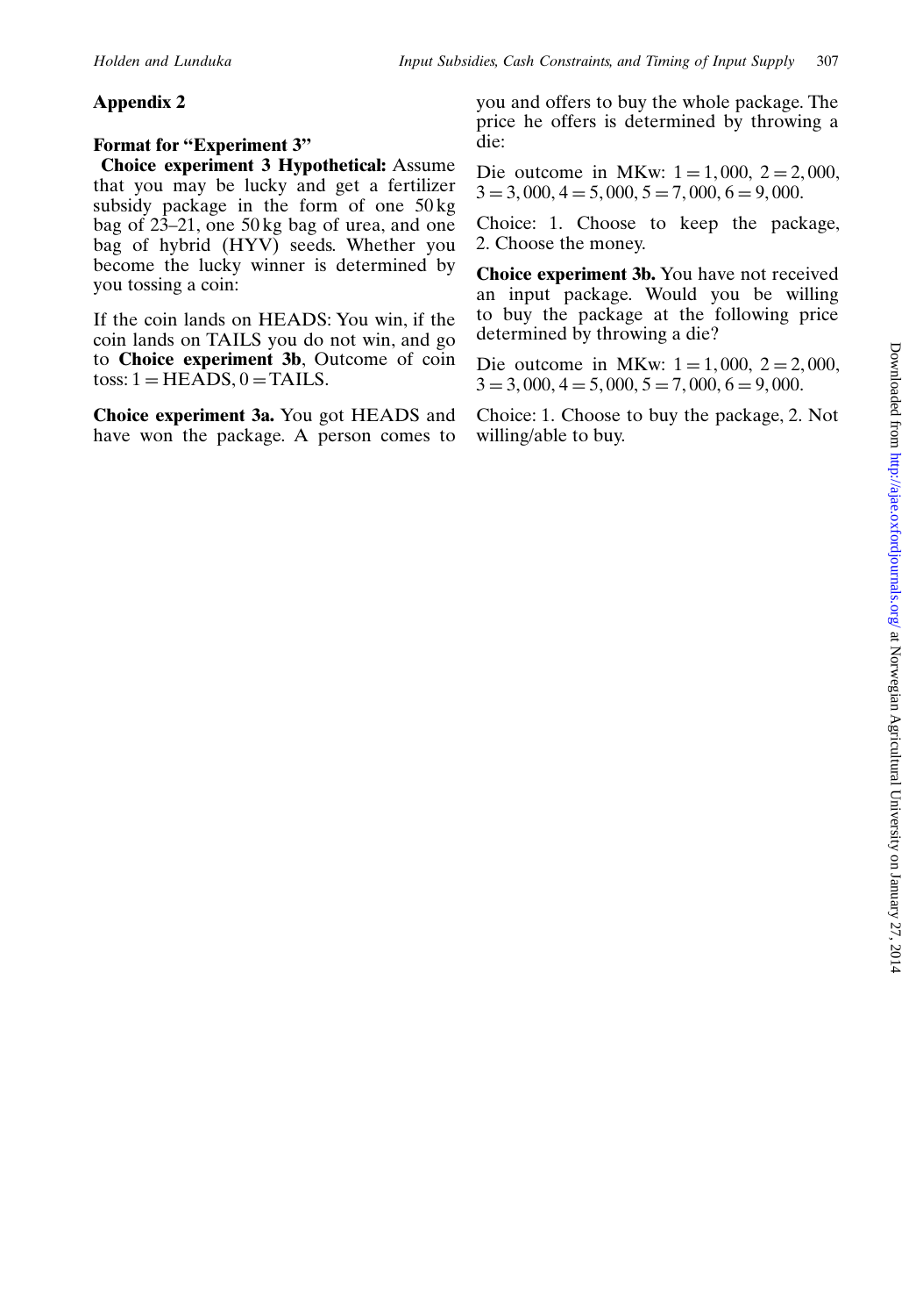## Appendix 2

### Format for "Experiment 3"

**Choice experiment 3 Hypothetical:** Assume that you may be lucky and get a fertilizer subsidy package in the form of one 50 kg bag of 23–21, one 50 kg bag of urea, and one bag of hybrid (HYV) seeds. Whether you become the lucky winner is determined by you tossing a coin:

If the coin lands on HEADS: You win, if the coin lands on TAILS you do not win, and go to **Choice experiment 3b**, Outcome of coin toss: $1 = \text{HEADS}, 0 = \text{TAILS}$.

**Choice experiment 3a.** You got HEADS and have won the package. A person comes to you and offers to buy the whole package. The price he offers is determined by throwing a die:

Die outcome in MKw: $1 = 1,000$, $2 = 2,000$, $3 = 3,000$, $4 = 5,000$, $5 = 7,000$, $6 = 9,000$.

Choice: 1. Choose to keep the package, 2. Choose the money.

**Choice experiment 3b.** You have not received an input package. Would you be willing to buy the package at the following price determined by throwing a die?

Die outcome in MKw: $1 = 1,000$, $2 = 2,000$, $3 = 3,000$, $4 = 5,000$, $5 = 7,000$, $6 = 9,000$.

Choice: 1. Choose to buy the package, 2. Not willing/able to buy.